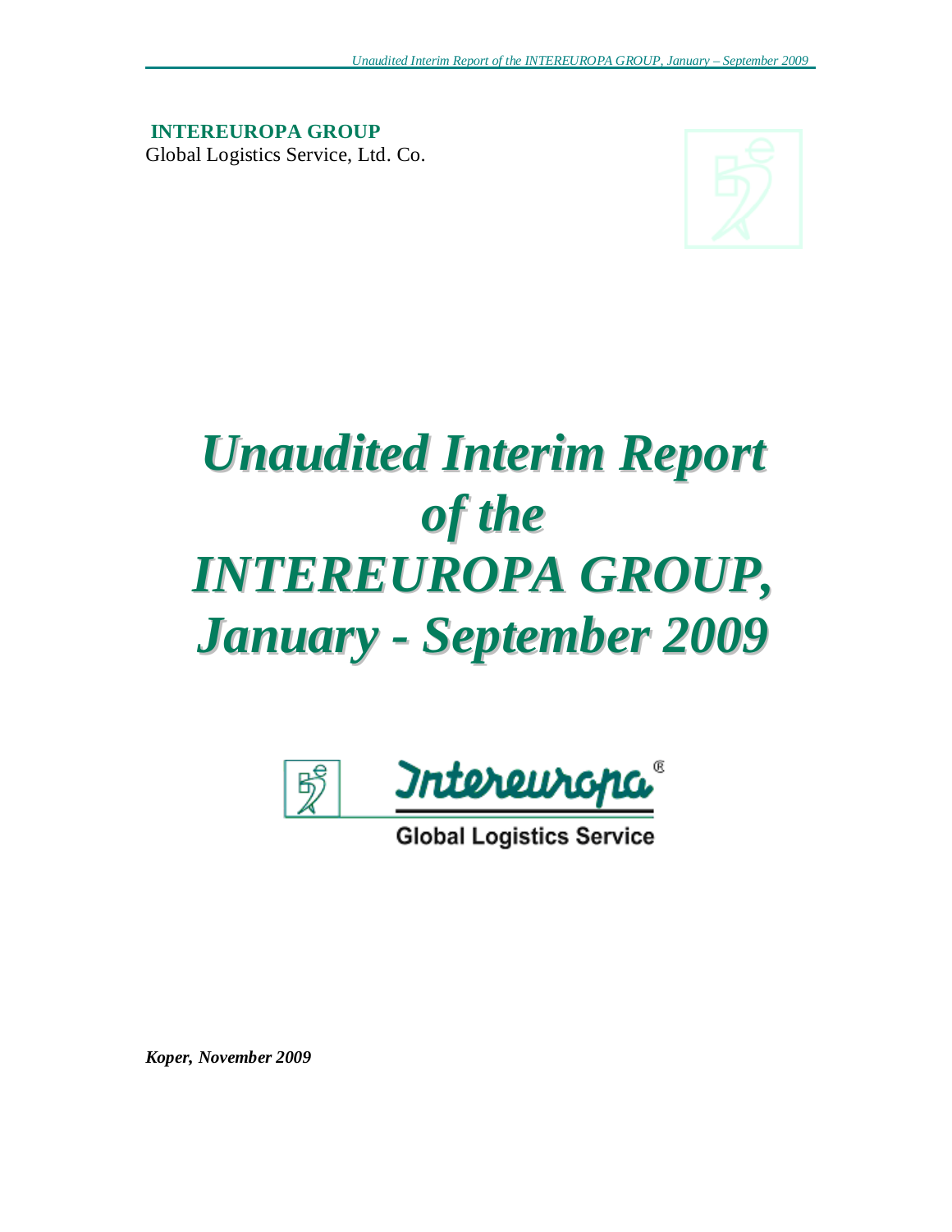**INTEREUROPA GROUP**
Global Logistics Service, Ltd. Co.

# *Unaudited Interim Report of the INTEREUROPA GROUP, January - September 2009*

Intereuropa®

Global Logistics Service

***Koper, November 2009***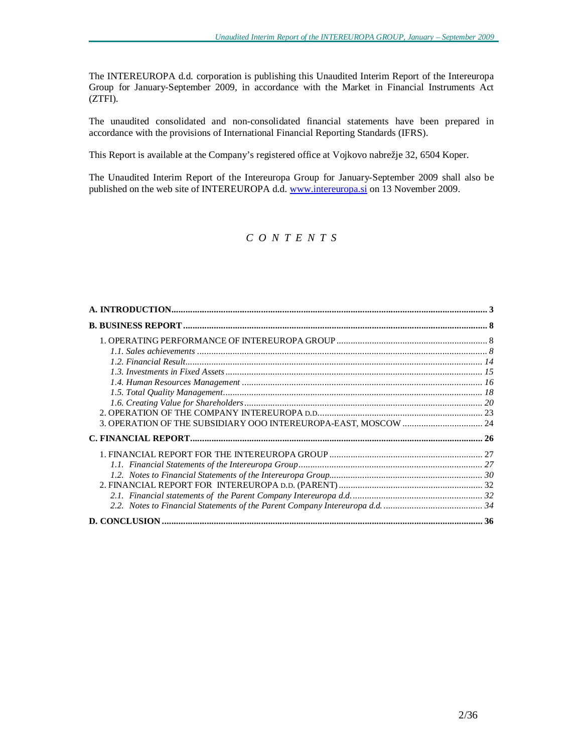The INTEREUROPA d.d. corporation is publishing this Unaudited Interim Report of the Intereuropa Group for January-September 2009, in accordance with the Market in Financial Instruments Act (ZTFI).

The unaudited consolidated and non-consolidated financial statements have been prepared in accordance with the provisions of International Financial Reporting Standards (IFRS).

This Report is available at the Company's registered office at Vojkovo nabrežje 32, 6504 Koper.

The Unaudited Interim Report of the Intereuropa Group for January-September 2009 shall also be published on the web site of INTEREUROPA d.d. www.intereuropa.si on 13 November 2009.

# *C O N T E N T S*

**A. INTRODUCTION** ..... 3

**B. BUSINESS REPORT** ..... 8

- 1. OPERATING PERFORMANCE OF INTEREUROPA GROUP ..... 8
  - *1.1. Sales achievements* ..... 8
  - *1.2. Financial Result* ..... 14
  - *1.3. Investments in Fixed Assets* ..... 15
  - *1.4. Human Resources Management* ..... 16
  - *1.5. Total Quality Management* ..... 18
  - *1.6. Creating Value for Shareholders* ..... 20
- 2. OPERATION OF THE COMPANY INTEREUROPA D.D. ..... 23
- 3. OPERATION OF THE SUBSIDIARY OOO INTEREUROPA-EAST, MOSCOW ..... 24

**C. FINANCIAL REPORT** ..... 26

- 1. FINANCIAL REPORT FOR THE INTEREUROPA GROUP ..... 27
  - *1.1. Financial Statements of the Intereuropa Group* ..... 27
  - *1.2. Notes to Financial Statements of the Intereuropa Group* ..... 30
- 2. FINANCIAL REPORT FOR INTEREUROPA D.D. (PARENT) ..... 32
  - *2.1. Financial statements of the Parent Company Intereuropa d.d.* ..... 32
  - *2.2. Notes to Financial Statements of the Parent Company Intereuropa d.d.* ..... 34

**D. CONCLUSION** ..... 36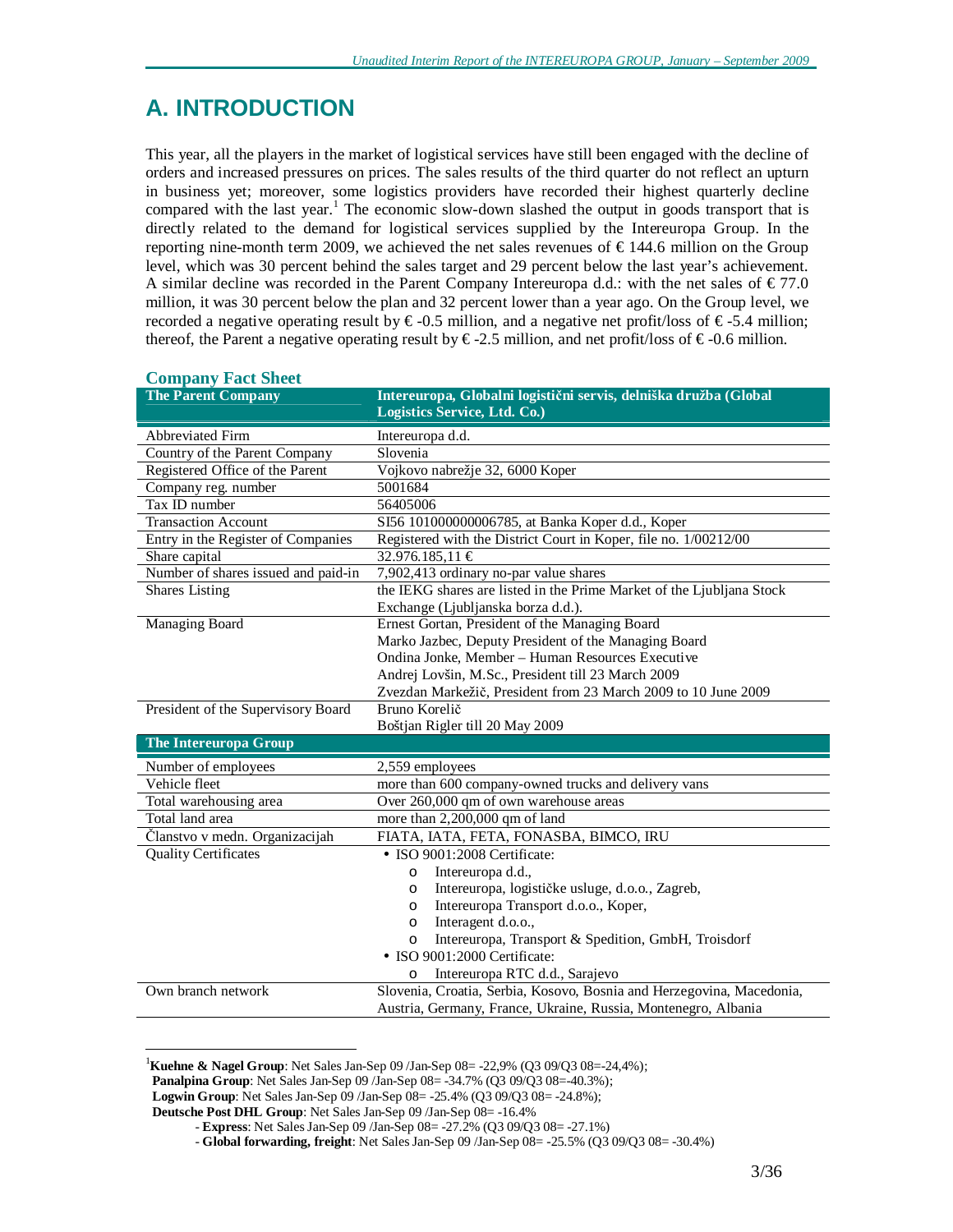# A. INTRODUCTION

This year, all the players in the market of logistical services have still been engaged with the decline of orders and increased pressures on prices. The sales results of the third quarter do not reflect an upturn in business yet; moreover, some logistics providers have recorded their highest quarterly decline compared with the last year.[1] The economic slow-down slashed the output in goods transport that is directly related to the demand for logistical services supplied by the Intereuropa Group. In the reporting nine-month term 2009, we achieved the net sales revenues of € 144.6 million on the Group level, which was 30 percent behind the sales target and 29 percent below the last year's achievement. A similar decline was recorded in the Parent Company Intereuropa d.d.: with the net sales of € 77.0 million, it was 30 percent below the plan and 32 percent lower than a year ago. On the Group level, we recorded a negative operating result by € -0.5 million, and a negative net profit/loss of € -5.4 million; thereof, the Parent a negative operating result by € -2.5 million, and net profit/loss of € -0.6 million.

### Company Fact Sheet

| **The Parent Company** | **Intereuropa, Globalni logistični servis, delniška družba (Global Logistics Service, Ltd. Co.)** |
|---|---|
| Abbreviated Firm | Intereuropa d.d. |
| Country of the Parent Company | Slovenia |
| Registered Office of the Parent | Vojkovo nabrežje 32, 6000 Koper |
| Company reg. number | 5001684 |
| Tax ID number | 56405006 |
| Transaction Account | SI56 101000000006785, at Banka Koper d.d., Koper |
| Entry in the Register of Companies | Registered with the District Court in Koper, file no. 1/00212/00 |
| Share capital | 32.976.185,11 € |
| Number of shares issued and paid-in | 7,902,413 ordinary no-par value shares |
| Shares Listing | the IEKG shares are listed in the Prime Market of the Ljubljana Stock Exchange (Ljubljanska borza d.d.). |
| Managing Board | Ernest Gortan, President of the Managing Board<br>Marko Jazbec, Deputy President of the Managing Board<br>Ondina Jonke, Member – Human Resources Executive<br>Andrej Lovšin, M.Sc., President till 23 March 2009<br>Zvezdan Markežič, President from 23 March 2009 to 10 June 2009 |
| President of the Supervisory Board | Bruno Korelič<br>Boštjan Rigler till 20 May 2009 |
| **The Intereuropa Group** | |
| Number of employees | 2,559 employees |
| Vehicle fleet | more than 600 company-owned trucks and delivery vans |
| Total warehousing area | Over 260,000 qm of own warehouse areas |
| Total land area | more than 2,200,000 qm of land |
| Članstvo v medn. Organizacijah | FIATA, IATA, FETA, FONASBA, BIMCO, IRU |
| Quality Certificates | • ISO 9001:2008 Certificate:<br>o Intereuropa d.d.,<br>o Intereuropa, logističke usluge, d.o.o., Zagreb,<br>o Intereuropa Transport d.o.o., Koper,<br>o Interagent d.o.o.,<br>o Intereuropa, Transport & Spedition, GmbH, Troisdorf<br>• ISO 9001:2000 Certificate:<br>o Intereuropa RTC d.d., Sarajevo |
| Own branch network | Slovenia, Croatia, Serbia, Kosovo, Bosnia and Herzegovina, Macedonia, Austria, Germany, France, Ukraine, Russia, Montenegro, Albania |

---

[1] **Kuehne & Nagel Group**: Net Sales Jan-Sep 09 /Jan-Sep 08= -22,9% (Q3 09/Q3 08=-24,4%);
**Panalpina Group**: Net Sales Jan-Sep 09 /Jan-Sep 08= -34.7% (Q3 09/Q3 08=-40.3%);
**Logwin Group**: Net Sales Jan-Sep 09 /Jan-Sep 08= -25.4% (Q3 09/Q3 08= -24.8%);
**Deutsche Post DHL Group**: Net Sales Jan-Sep 09 /Jan-Sep 08= -16.4%
- **Express**: Net Sales Jan-Sep 09 /Jan-Sep 08= -27.2% (Q3 09/Q3 08= -27.1%)
- **Global forwarding, freight**: Net Sales Jan-Sep 09 /Jan-Sep 08= -25.5% (Q3 09/Q3 08= -30.4%)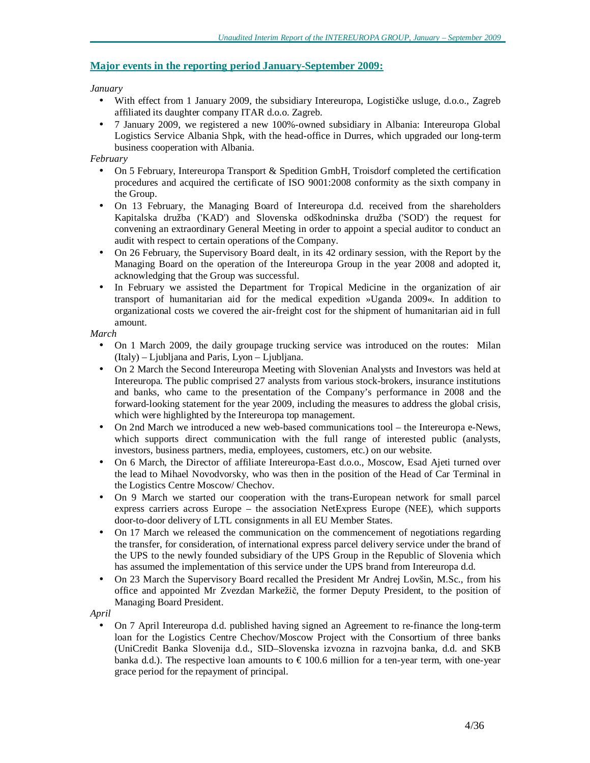## Major events in the reporting period January-September 2009:

*January*

- With effect from 1 January 2009, the subsidiary Intereuropa, Logističke usluge, d.o.o., Zagreb affiliated its daughter company ITAR d.o.o. Zagreb.
- 7 January 2009, we registered a new 100%-owned subsidiary in Albania: Intereuropa Global Logistics Service Albania Shpk, with the head-office in Durres, which upgraded our long-term business cooperation with Albania.

*February*

- On 5 February, Intereuropa Transport & Spedition GmbH, Troisdorf completed the certification procedures and acquired the certificate of ISO 9001:2008 conformity as the sixth company in the Group.
- On 13 February, the Managing Board of Intereuropa d.d. received from the shareholders Kapitalska družba ('KAD') and Slovenska odškodninska družba ('SOD') the request for convening an extraordinary General Meeting in order to appoint a special auditor to conduct an audit with respect to certain operations of the Company.
- On 26 February, the Supervisory Board dealt, in its 42 ordinary session, with the Report by the Managing Board on the operation of the Intereuropa Group in the year 2008 and adopted it, acknowledging that the Group was successful.
- In February we assisted the Department for Tropical Medicine in the organization of air transport of humanitarian aid for the medical expedition »Uganda 2009«. In addition to organizational costs we covered the air-freight cost for the shipment of humanitarian aid in full amount.

*March*

- On 1 March 2009, the daily groupage trucking service was introduced on the routes: Milan (Italy) – Ljubljana and Paris, Lyon – Ljubljana.
- On 2 March the Second Intereuropa Meeting with Slovenian Analysts and Investors was held at Intereuropa. The public comprised 27 analysts from various stock-brokers, insurance institutions and banks, who came to the presentation of the Company's performance in 2008 and the forward-looking statement for the year 2009, including the measures to address the global crisis, which were highlighted by the Intereuropa top management.
- On 2nd March we introduced a new web-based communications tool – the Intereuropa e-News, which supports direct communication with the full range of interested public (analysts, investors, business partners, media, employees, customers, etc.) on our website.
- On 6 March, the Director of affiliate Intereuropa-East d.o.o., Moscow, Esad Ajeti turned over the lead to Mihael Novodvorsky, who was then in the position of the Head of Car Terminal in the Logistics Centre Moscow/ Chechov.
- On 9 March we started our cooperation with the trans-European network for small parcel express carriers across Europe – the association NetExpress Europe (NEE), which supports door-to-door delivery of LTL consignments in all EU Member States.
- On 17 March we released the communication on the commencement of negotiations regarding the transfer, for consideration, of international express parcel delivery service under the brand of the UPS to the newly founded subsidiary of the UPS Group in the Republic of Slovenia which has assumed the implementation of this service under the UPS brand from Intereuropa d.d.
- On 23 March the Supervisory Board recalled the President Mr Andrej Lovšin, M.Sc., from his office and appointed Mr Zvezdan Markežič, the former Deputy President, to the position of Managing Board President.

*April*

- On 7 April Intereuropa d.d. published having signed an Agreement to re-finance the long-term loan for the Logistics Centre Chechov/Moscow Project with the Consortium of three banks (UniCredit Banka Slovenija d.d., SID–Slovenska izvozna in razvojna banka, d.d. and SKB banka d.d.). The respective loan amounts to € 100.6 million for a ten-year term, with one-year grace period for the repayment of principal.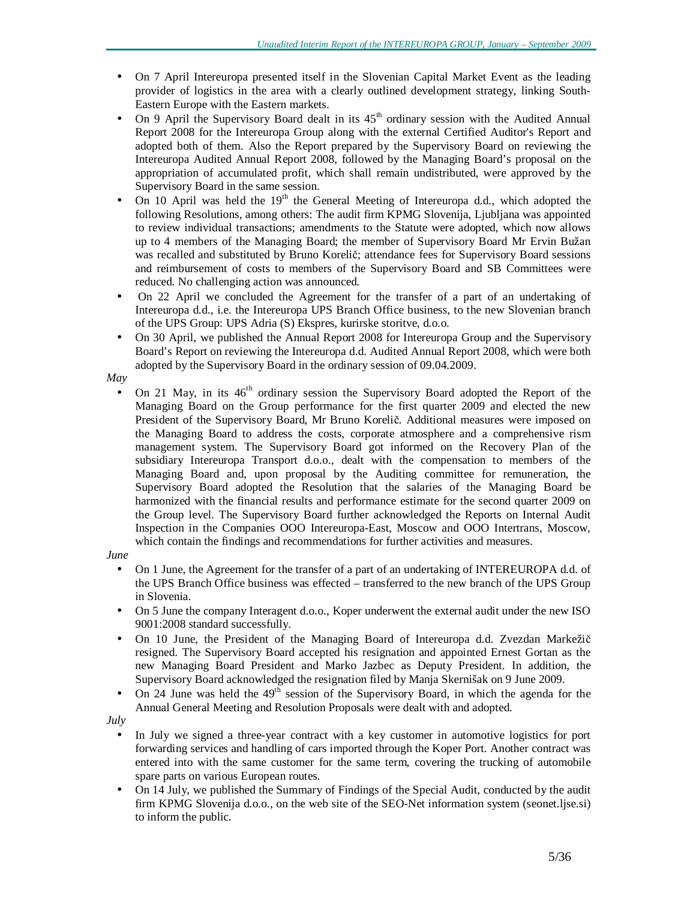- On 7 April Intereuropa presented itself in the Slovenian Capital Market Event as the leading provider of logistics in the area with a clearly outlined development strategy, linking South-Eastern Europe with the Eastern markets.
- On 9 April the Supervisory Board dealt in its 45th ordinary session with the Audited Annual Report 2008 for the Intereuropa Group along with the external Certified Auditor's Report and adopted both of them. Also the Report prepared by the Supervisory Board on reviewing the Intereuropa Audited Annual Report 2008, followed by the Managing Board's proposal on the appropriation of accumulated profit, which shall remain undistributed, were approved by the Supervisory Board in the same session.
- On 10 April was held the 19th the General Meeting of Intereuropa d.d., which adopted the following Resolutions, among others: The audit firm KPMG Slovenija, Ljubljana was appointed to review individual transactions; amendments to the Statute were adopted, which now allows up to 4 members of the Managing Board; the member of Supervisory Board Mr Ervin Bužan was recalled and substituted by Bruno Korelič; attendance fees for Supervisory Board sessions and reimbursement of costs to members of the Supervisory Board and SB Committees were reduced. No challenging action was announced.
- On 22 April we concluded the Agreement for the transfer of a part of an undertaking of Intereuropa d.d., i.e. the Intereuropa UPS Branch Office business, to the new Slovenian branch of the UPS Group: UPS Adria (S) Ekspres, kurirske storitve, d.o.o.
- On 30 April, we published the Annual Report 2008 for Intereuropa Group and the Supervisory Board's Report on reviewing the Intereuropa d.d. Audited Annual Report 2008, which were both adopted by the Supervisory Board in the ordinary session of 09.04.2009.

*May*

- On 21 May, in its 46th ordinary session the Supervisory Board adopted the Report of the Managing Board on the Group performance for the first quarter 2009 and elected the new President of the Supervisory Board, Mr Bruno Korelič. Additional measures were imposed on the Managing Board to address the costs, corporate atmosphere and a comprehensive rism management system. The Supervisory Board got informed on the Recovery Plan of the subsidiary Intereuropa Transport d.o.o., dealt with the compensation to members of the Managing Board and, upon proposal by the Auditing committee for remuneration, the Supervisory Board adopted the Resolution that the salaries of the Managing Board be harmonized with the financial results and performance estimate for the second quarter 2009 on the Group level. The Supervisory Board further acknowledged the Reports on Internal Audit Inspection in the Companies OOO Intereuropa-East, Moscow and OOO Intertrans, Moscow, which contain the findings and recommendations for further activities and measures.

*June*

- On 1 June, the Agreement for the transfer of a part of an undertaking of INTEREUROPA d.d. of the UPS Branch Office business was effected – transferred to the new branch of the UPS Group in Slovenia.
- On 5 June the company Interagent d.o.o., Koper underwent the external audit under the new ISO 9001:2008 standard successfully.
- On 10 June, the President of the Managing Board of Intereuropa d.d. Zvezdan Markežič resigned. The Supervisory Board accepted his resignation and appointed Ernest Gortan as the new Managing Board President and Marko Jazbec as Deputy President. In addition, the Supervisory Board acknowledged the resignation filed by Manja Skernišak on 9 June 2009.
- On 24 June was held the 49th session of the Supervisory Board, in which the agenda for the Annual General Meeting and Resolution Proposals were dealt with and adopted.

*July*

- In July we signed a three-year contract with a key customer in automotive logistics for port forwarding services and handling of cars imported through the Koper Port. Another contract was entered into with the same customer for the same term, covering the trucking of automobile spare parts on various European routes.
- On 14 July, we published the Summary of Findings of the Special Audit, conducted by the audit firm KPMG Slovenija d.o.o., on the web site of the SEO-Net information system (seonet.ljse.si) to inform the public.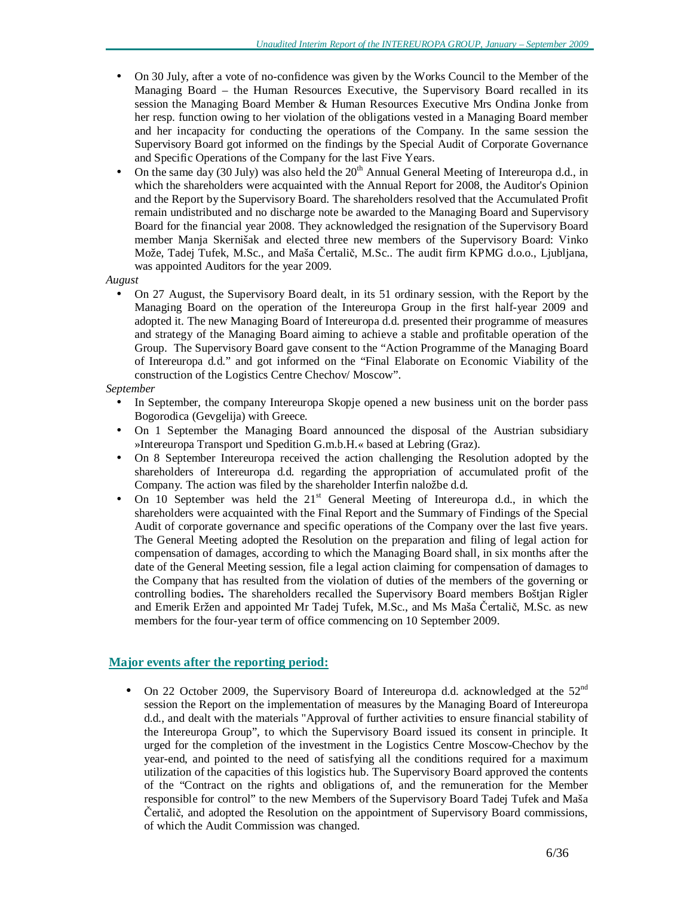- On 30 July, after a vote of no-confidence was given by the Works Council to the Member of the Managing Board – the Human Resources Executive, the Supervisory Board recalled in its session the Managing Board Member & Human Resources Executive Mrs Ondina Jonke from her resp. function owing to her violation of the obligations vested in a Managing Board member and her incapacity for conducting the operations of the Company. In the same session the Supervisory Board got informed on the findings by the Special Audit of Corporate Governance and Specific Operations of the Company for the last Five Years.
- On the same day (30 July) was also held the 20th Annual General Meeting of Intereuropa d.d., in which the shareholders were acquainted with the Annual Report for 2008, the Auditor's Opinion and the Report by the Supervisory Board. The shareholders resolved that the Accumulated Profit remain undistributed and no discharge note be awarded to the Managing Board and Supervisory Board for the financial year 2008. They acknowledged the resignation of the Supervisory Board member Manja Skernišak and elected three new members of the Supervisory Board: Vinko Može, Tadej Tufek, M.Sc., and Maša Čertalič, M.Sc.. The audit firm KPMG d.o.o., Ljubljana, was appointed Auditors for the year 2009.

*August*

- On 27 August, the Supervisory Board dealt, in its 51 ordinary session, with the Report by the Managing Board on the operation of the Intereuropa Group in the first half-year 2009 and adopted it. The new Managing Board of Intereuropa d.d. presented their programme of measures and strategy of the Managing Board aiming to achieve a stable and profitable operation of the Group. The Supervisory Board gave consent to the "Action Programme of the Managing Board of Intereuropa d.d." and got informed on the "Final Elaborate on Economic Viability of the construction of the Logistics Centre Chechov/ Moscow".

*September*

- In September, the company Intereuropa Skopje opened a new business unit on the border pass Bogorodica (Gevgelija) with Greece.
- On 1 September the Managing Board announced the disposal of the Austrian subsidiary »Intereuropa Transport und Spedition G.m.b.H.« based at Lebring (Graz).
- On 8 September Intereuropa received the action challenging the Resolution adopted by the shareholders of Intereuropa d.d. regarding the appropriation of accumulated profit of the Company. The action was filed by the shareholder Interfin naložbe d.d.
- On 10 September was held the 21st General Meeting of Intereuropa d.d., in which the shareholders were acquainted with the Final Report and the Summary of Findings of the Special Audit of corporate governance and specific operations of the Company over the last five years. The General Meeting adopted the Resolution on the preparation and filing of legal action for compensation of damages, according to which the Managing Board shall, in six months after the date of the General Meeting session, file a legal action claiming for compensation of damages to the Company that has resulted from the violation of duties of the members of the governing or controlling bodies**.** The shareholders recalled the Supervisory Board members Boštjan Rigler and Emerik Eržen and appointed Mr Tadej Tufek, M.Sc., and Ms Maša Čertalič, M.Sc. as new members for the four-year term of office commencing on 10 September 2009.

## Major events after the reporting period:

- On 22 October 2009, the Supervisory Board of Intereuropa d.d. acknowledged at the 52nd session the Report on the implementation of measures by the Managing Board of Intereuropa d.d., and dealt with the materials "Approval of further activities to ensure financial stability of the Intereuropa Group", to which the Supervisory Board issued its consent in principle. It urged for the completion of the investment in the Logistics Centre Moscow-Chechov by the year-end, and pointed to the need of satisfying all the conditions required for a maximum utilization of the capacities of this logistics hub. The Supervisory Board approved the contents of the "Contract on the rights and obligations of, and the remuneration for the Member responsible for control" to the new Members of the Supervisory Board Tadej Tufek and Maša Čertalič, and adopted the Resolution on the appointment of Supervisory Board commissions, of which the Audit Commission was changed.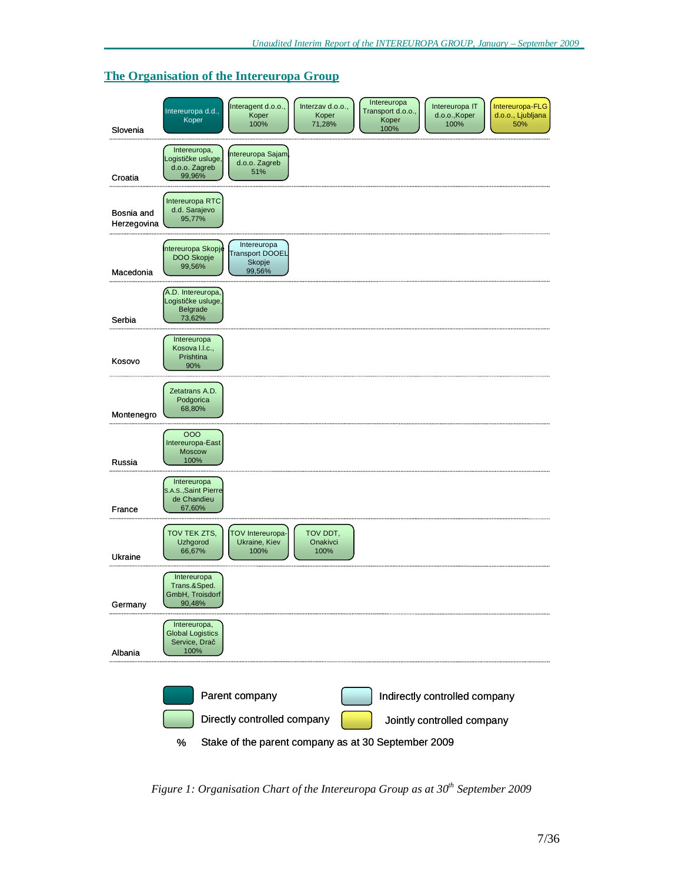## The Organisation of the Intereuropa Group

| Country | Companies | | | | | |
|---|---|---|---|---|---|---|
| Slovenia | Intereuropa d.d., Koper | Interagent d.o.o., Koper 100% | Interzav d.o.o., Koper 71,28% | Intereuropa Transport d.o.o., Koper 100% | Intereuropa IT d.o.o.,Koper 100% | Intereuropa-FLG d.o.o., Ljubljana 50% |
| Croatia | Intereuropa, Logističke usluge, d.o.o. Zagreb 99,96% | Intereuropa Sajam, d.o.o. Zagreb 51% | | | | |
| Bosnia and Herzegovina | Intereuropa RTC d.d. Sarajevo 95,77% | | | | | |
| Macedonia | Intereuropa Skopje DOO Skopje 99,56% | Intereuropa Transport DOOEL Skopje 99,56% | | | | |
| Serbia | A.D. Intereuropa, Logističke usluge, Belgrade 73,62% | | | | | |
| Kosovo | Intereuropa Kosova l.l.c., Prishtina 90% | | | | | |
| Montenegro | Zetatrans A.D. Podgorica 68,80% | | | | | |
| Russia | OOO Intereuropa-East Moscow 100% | | | | | |
| France | Intereuropa S.A.S.,Saint Pierre de Chandieu 67,60% | | | | | |
| Ukraine | TOV TEK ZTS, Uzhgorod 66,67% | TOV Intereuropa-Ukraine, Kiev 100% | TOV DDT, Onakivci 100% | | | |
| Germany | Intereuropa Trans.&Sped. GmbH, Troisdorf 90,48% | | | | | |
| Albania | Intereuropa, Global Logistics Service, Drač 100% | | | | | |

Legend:
- Parent company: Intereuropa d.d., Koper
- Directly controlled company: all other companies except those listed below
- Indirectly controlled company: Intereuropa Transport DOOEL Skopje
- Jointly controlled company: Intereuropa-FLG d.o.o., Ljubljana
- % Stake of the parent company as at 30 September 2009

*Figure 1: Organisation Chart of the Intereuropa Group as at 30th September 2009*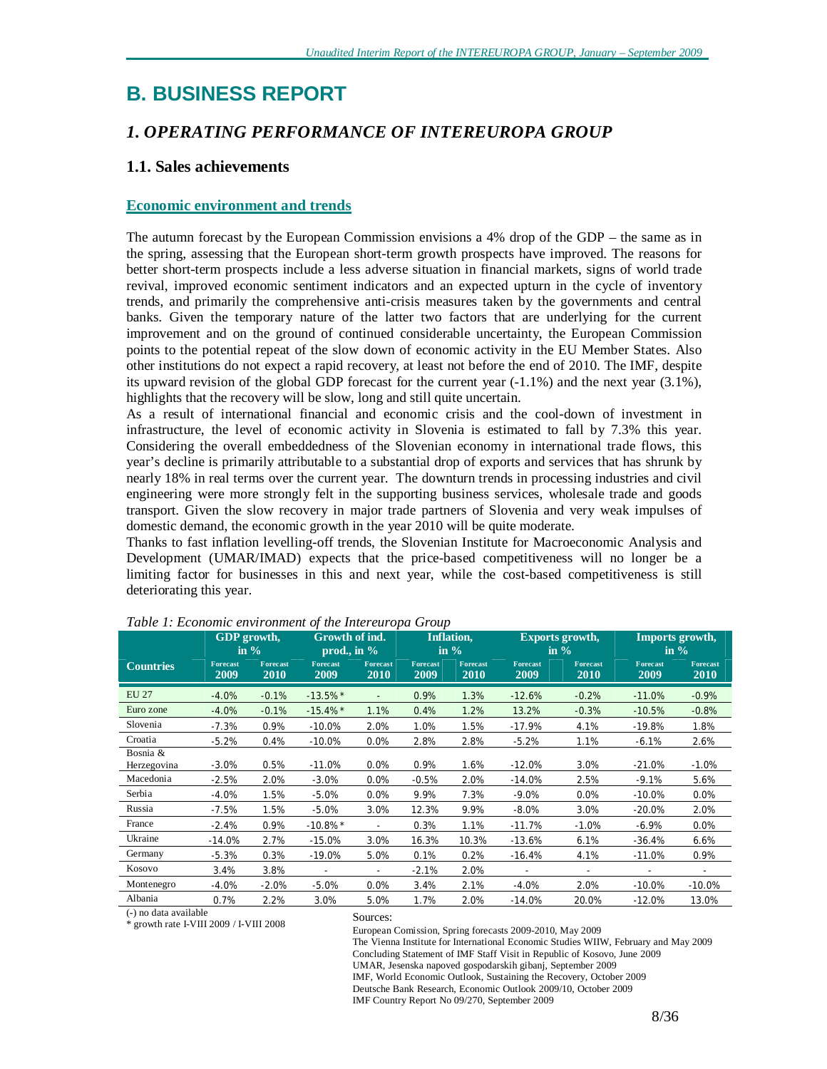# B. BUSINESS REPORT

## *1. OPERATING PERFORMANCE OF INTEREUROPA GROUP*

### 1.1. Sales achievements

#### Economic environment and trends

The autumn forecast by the European Commission envisions a 4% drop of the GDP – the same as in the spring, assessing that the European short-term growth prospects have improved. The reasons for better short-term prospects include a less adverse situation in financial markets, signs of world trade revival, improved economic sentiment indicators and an expected upturn in the cycle of inventory trends, and primarily the comprehensive anti-crisis measures taken by the governments and central banks. Given the temporary nature of the latter two factors that are underlying for the current improvement and on the ground of continued considerable uncertainty, the European Commission points to the potential repeat of the slow down of economic activity in the EU Member States. Also other institutions do not expect a rapid recovery, at least not before the end of 2010. The IMF, despite its upward revision of the global GDP forecast for the current year (-1.1%) and the next year (3.1%), highlights that the recovery will be slow, long and still quite uncertain.

As a result of international financial and economic crisis and the cool-down of investment in infrastructure, the level of economic activity in Slovenia is estimated to fall by 7.3% this year. Considering the overall embeddedness of the Slovenian economy in international trade flows, this year's decline is primarily attributable to a substantial drop of exports and services that has shrunk by nearly 18% in real terms over the current year. The downturn trends in processing industries and civil engineering were more strongly felt in the supporting business services, wholesale trade and goods transport. Given the slow recovery in major trade partners of Slovenia and very weak impulses of domestic demand, the economic growth in the year 2010 will be quite moderate.

Thanks to fast inflation levelling-off trends, the Slovenian Institute for Macroeconomic Analysis and Development (UMAR/IMAD) expects that the price-based competitiveness will no longer be a limiting factor for businesses in this and next year, while the cost-based competitiveness is still deteriorating this year.

*Table 1: Economic environment of the Intereuropa Group*

| Countries | GDP growth, in % | | Growth of ind. prod., in % | | Inflation, in % | | Exports growth, in % | | Imports growth, in % | |
|---|---|---|---|---|---|---|---|---|---|---|
| | Forecast 2009 | Forecast 2010 | Forecast 2009 | Forecast 2010 | Forecast 2009 | Forecast 2010 | Forecast 2009 | Forecast 2010 | Forecast 2009 | Forecast 2010 |
| EU 27 | -4.0% | -0.1% | -13.5%* | - | 0.9% | 1.3% | -12.6% | -0.2% | -11.0% | -0.9% |
| Euro zone | -4.0% | -0.1% | -15.4%* | 1.1% | 0.4% | 1.2% | 13.2% | -0.3% | -10.5% | -0.8% |
| Slovenia | -7.3% | 0.9% | -10.0% | 2.0% | 1.0% | 1.5% | -17.9% | 4.1% | -19.8% | 1.8% |
| Croatia | -5.2% | 0.4% | -10.0% | 0.0% | 2.8% | 2.8% | -5.2% | 1.1% | -6.1% | 2.6% |
| Bosnia & Herzegovina | -3.0% | 0.5% | -11.0% | 0.0% | 0.9% | 1.6% | -12.0% | 3.0% | -21.0% | -1.0% |
| Macedonia | -2.5% | 2.0% | -3.0% | 0.0% | -0.5% | 2.0% | -14.0% | 2.5% | -9.1% | 5.6% |
| Serbia | -4.0% | 1.5% | -5.0% | 0.0% | 9.9% | 7.3% | -9.0% | 0.0% | -10.0% | 0.0% |
| Russia | -7.5% | 1.5% | -5.0% | 3.0% | 12.3% | 9.9% | -8.0% | 3.0% | -20.0% | 2.0% |
| France | -2.4% | 0.9% | -10.8%* | - | 0.3% | 1.1% | -11.7% | -1.0% | -6.9% | 0.0% |
| Ukraine | -14.0% | 2.7% | -15.0% | 3.0% | 16.3% | 10.3% | -13.6% | 6.1% | -36.4% | 6.6% |
| Germany | -5.3% | 0.3% | -19.0% | 5.0% | 0.1% | 0.2% | -16.4% | 4.1% | -11.0% | 0.9% |
| Kosovo | 3.4% | 3.8% | - | - | -2.1% | 2.0% | - | - | - | - |
| Montenegro | -4.0% | -2.0% | -5.0% | 0.0% | 3.4% | 2.1% | -4.0% | 2.0% | -10.0% | -10.0% |
| Albania | 0.7% | 2.2% | 3.0% | 5.0% | 1.7% | 2.0% | -14.0% | 20.0% | -12.0% | 13.0% |

(-) no data available
\* growth rate I-VIII 2009 / I-VIII 2008

Sources:
European Comission, Spring forecasts 2009-2010, May 2009
The Vienna Institute for International Economic Studies WIIW, February and May 2009
Concluding Statement of IMF Staff Visit in Republic of Kosovo, June 2009
UMAR, Jesenska napoved gospodarskih gibanj, September 2009
IMF, World Economic Outlook, Sustaining the Recovery, October 2009
Deutsche Bank Research, Economic Outlook 2009/10, October 2009
IMF Country Report No 09/270, September 2009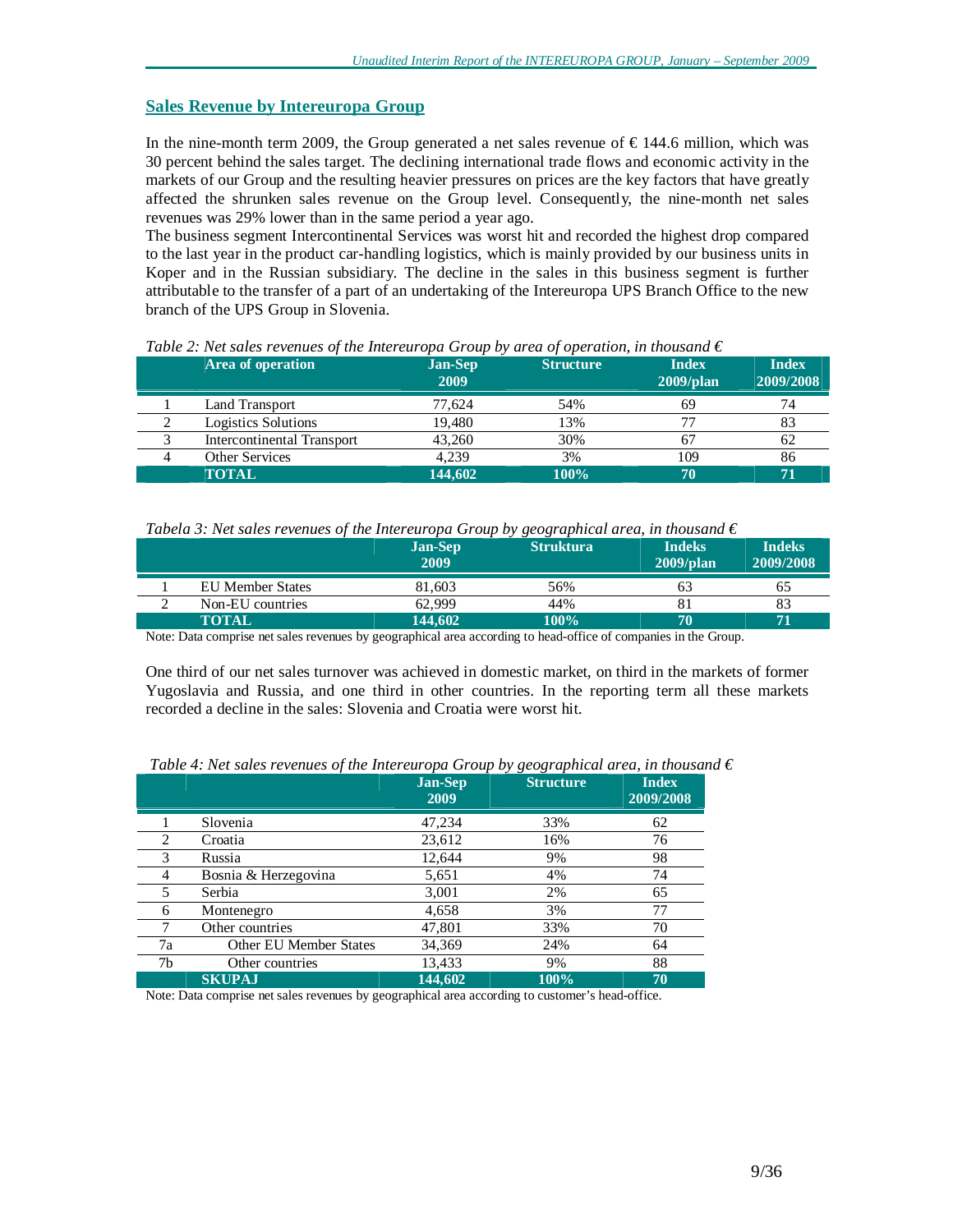## Sales Revenue by Intereuropa Group

In the nine-month term 2009, the Group generated a net sales revenue of € 144.6 million, which was 30 percent behind the sales target. The declining international trade flows and economic activity in the markets of our Group and the resulting heavier pressures on prices are the key factors that have greatly affected the shrunken sales revenue on the Group level. Consequently, the nine-month net sales revenues was 29% lower than in the same period a year ago.

The business segment Intercontinental Services was worst hit and recorded the highest drop compared to the last year in the product car-handling logistics, which is mainly provided by our business units in Koper and in the Russian subsidiary. The decline in the sales in this business segment is further attributable to the transfer of a part of an undertaking of the Intereuropa UPS Branch Office to the new branch of the UPS Group in Slovenia.

*Table 2: Net sales revenues of the Intereuropa Group by area of operation, in thousand €*

| | Area of operation | Jan-Sep 2009 | Structure | Index 2009/plan | Index 2009/2008 |
|---|---|---|---|---|---|
| 1 | Land Transport | 77,624 | 54% | 69 | 74 |
| 2 | Logistics Solutions | 19,480 | 13% | 77 | 83 |
| 3 | Intercontinental Transport | 43,260 | 30% | 67 | 62 |
| 4 | Other Services | 4,239 | 3% | 109 | 86 |
| | **TOTAL** | **144,602** | **100%** | **70** | **71** |

*Tabela 3: Net sales revenues of the Intereuropa Group by geographical area, in thousand €*

| | | Jan-Sep 2009 | Struktura | Indeks 2009/plan | Indeks 2009/2008 |
|---|---|---|---|---|---|
| 1 | EU Member States | 81,603 | 56% | 63 | 65 |
| 2 | Non-EU countries | 62,999 | 44% | 81 | 83 |
| | **TOTAL** | **144,602** | **100%** | **70** | **71** |

Note: Data comprise net sales revenues by geographical area according to head-office of companies in the Group.

One third of our net sales turnover was achieved in domestic market, on third in the markets of former Yugoslavia and Russia, and one third in other countries. In the reporting term all these markets recorded a decline in the sales: Slovenia and Croatia were worst hit.

*Table 4: Net sales revenues of the Intereuropa Group by geographical area, in thousand €*

| | | Jan-Sep 2009 | Structure | Index 2009/2008 |
|---|---|---|---|---|
| 1 | Slovenia | 47,234 | 33% | 62 |
| 2 | Croatia | 23,612 | 16% | 76 |
| 3 | Russia | 12,644 | 9% | 98 |
| 4 | Bosnia & Herzegovina | 5,651 | 4% | 74 |
| 5 | Serbia | 3,001 | 2% | 65 |
| 6 | Montenegro | 4,658 | 3% | 77 |
| 7 | Other countries | 47,801 | 33% | 70 |
| 7a | Other EU Member States | 34,369 | 24% | 64 |
| 7b | Other countries | 13,433 | 9% | 88 |
| | **SKUPAJ** | **144,602** | **100%** | **70** |

Note: Data comprise net sales revenues by geographical area according to customer's head-office.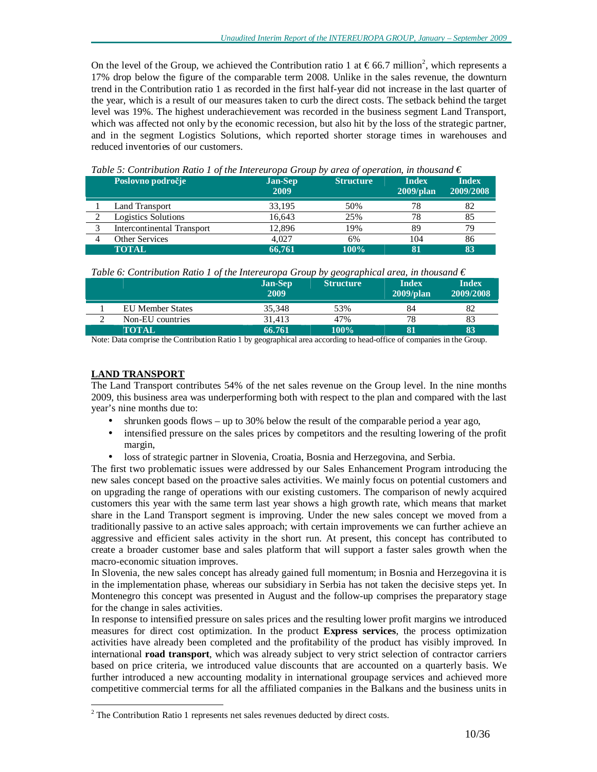On the level of the Group, we achieved the Contribution ratio 1 at € 66.7 million[2], which represents a 17% drop below the figure of the comparable term 2008. Unlike in the sales revenue, the downturn trend in the Contribution ratio 1 as recorded in the first half-year did not increase in the last quarter of the year, which is a result of our measures taken to curb the direct costs. The setback behind the target level was 19%. The highest underachievement was recorded in the business segment Land Transport, which was affected not only by the economic recession, but also hit by the loss of the strategic partner, and in the segment Logistics Solutions, which reported shorter storage times in warehouses and reduced inventories of our customers.

*Table 5: Contribution Ratio 1 of the Intereuropa Group by area of operation, in thousand €*

| | Poslovno področje | Jan-Sep 2009 | Structure | Index 2009/plan | Index 2009/2008 |
|---|---|---|---|---|---|
| 1 | Land Transport | 33,195 | 50% | 78 | 82 |
| 2 | Logistics Solutions | 16,643 | 25% | 78 | 85 |
| 3 | Intercontinental Transport | 12,896 | 19% | 89 | 79 |
| 4 | Other Services | 4,027 | 6% | 104 | 86 |
| | **TOTAL** | **66,761** | **100%** | **81** | **83** |

*Table 6: Contribution Ratio 1 of the Intereuropa Group by geographical area, in thousand €*

| | | Jan-Sep 2009 | Structure | Index 2009/plan | Index 2009/2008 |
|---|---|---|---|---|---|
| 1 | EU Member States | 35,348 | 53% | 84 | 82 |
| 2 | Non-EU countries | 31,413 | 47% | 78 | 83 |
| | **TOTAL** | **66.761** | **100%** | **81** | **83** |

Note: Data comprise the Contribution Ratio 1 by geographical area according to head-office of companies in the Group.

## LAND TRANSPORT

The Land Transport contributes 54% of the net sales revenue on the Group level. In the nine months 2009, this business area was underperforming both with respect to the plan and compared with the last year's nine months due to:

- shrunken goods flows – up to 30% below the result of the comparable period a year ago,
- intensified pressure on the sales prices by competitors and the resulting lowering of the profit margin,
- loss of strategic partner in Slovenia, Croatia, Bosnia and Herzegovina, and Serbia.

The first two problematic issues were addressed by our Sales Enhancement Program introducing the new sales concept based on the proactive sales activities. We mainly focus on potential customers and on upgrading the range of operations with our existing customers. The comparison of newly acquired customers this year with the same term last year shows a high growth rate, which means that market share in the Land Transport segment is improving. Under the new sales concept we moved from a traditionally passive to an active sales approach; with certain improvements we can further achieve an aggressive and efficient sales activity in the short run. At present, this concept has contributed to create a broader customer base and sales platform that will support a faster sales growth when the macro-economic situation improves.

In Slovenia, the new sales concept has already gained full momentum; in Bosnia and Herzegovina it is in the implementation phase, whereas our subsidiary in Serbia has not taken the decisive steps yet. In Montenegro this concept was presented in August and the follow-up comprises the preparatory stage for the change in sales activities.

In response to intensified pressure on sales prices and the resulting lower profit margins we introduced measures for direct cost optimization. In the product **Express services**, the process optimization activities have already been completed and the profitability of the product has visibly improved. In international **road transport**, which was already subject to very strict selection of contractor carriers based on price criteria, we introduced value discounts that are accounted on a quarterly basis. We further introduced a new accounting modality in international groupage services and achieved more competitive commercial terms for all the affiliated companies in the Balkans and the business units in

[2] The Contribution Ratio 1 represents net sales revenues deducted by direct costs.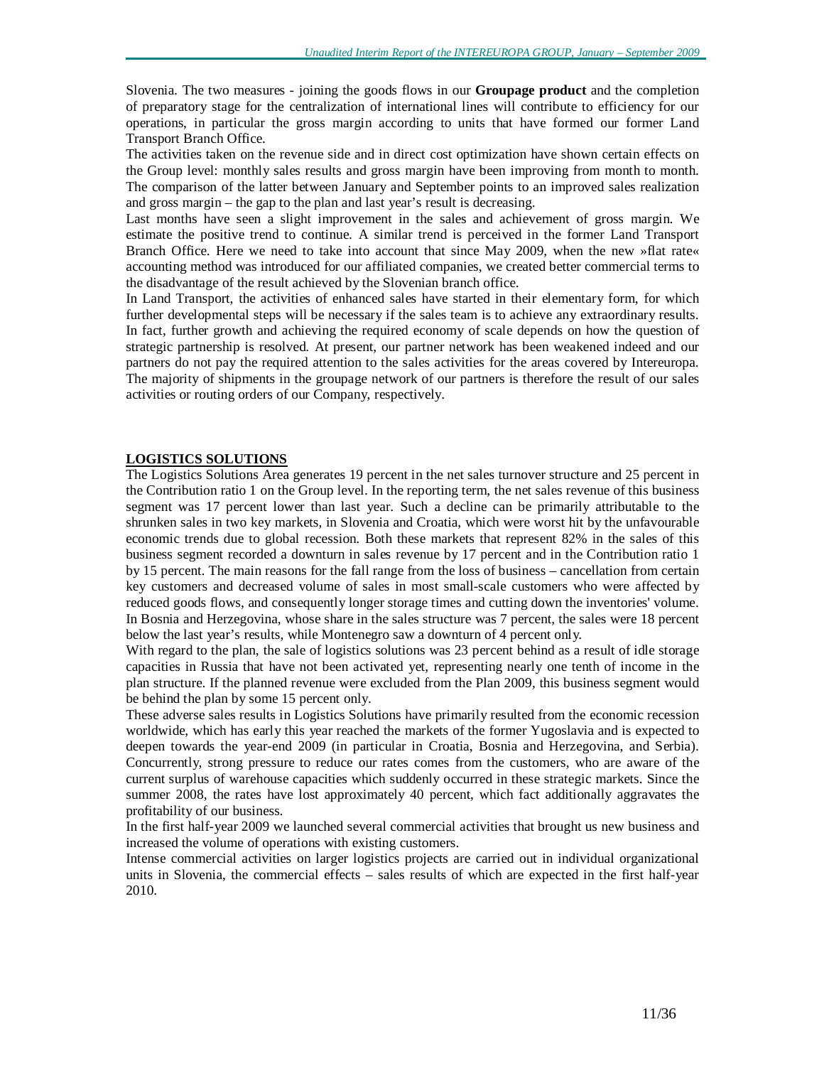Slovenia. The two measures - joining the goods flows in our **Groupage product** and the completion of preparatory stage for the centralization of international lines will contribute to efficiency for our operations, in particular the gross margin according to units that have formed our former Land Transport Branch Office.

The activities taken on the revenue side and in direct cost optimization have shown certain effects on the Group level: monthly sales results and gross margin have been improving from month to month. The comparison of the latter between January and September points to an improved sales realization and gross margin – the gap to the plan and last year's result is decreasing.

Last months have seen a slight improvement in the sales and achievement of gross margin. We estimate the positive trend to continue. A similar trend is perceived in the former Land Transport Branch Office. Here we need to take into account that since May 2009, when the new »flat rate« accounting method was introduced for our affiliated companies, we created better commercial terms to the disadvantage of the result achieved by the Slovenian branch office.

In Land Transport, the activities of enhanced sales have started in their elementary form, for which further developmental steps will be necessary if the sales team is to achieve any extraordinary results. In fact, further growth and achieving the required economy of scale depends on how the question of strategic partnership is resolved. At present, our partner network has been weakened indeed and our partners do not pay the required attention to the sales activities for the areas covered by Intereuropa. The majority of shipments in the groupage network of our partners is therefore the result of our sales activities or routing orders of our Company, respectively.

## LOGISTICS SOLUTIONS

The Logistics Solutions Area generates 19 percent in the net sales turnover structure and 25 percent in the Contribution ratio 1 on the Group level. In the reporting term, the net sales revenue of this business segment was 17 percent lower than last year. Such a decline can be primarily attributable to the shrunken sales in two key markets, in Slovenia and Croatia, which were worst hit by the unfavourable economic trends due to global recession. Both these markets that represent 82% in the sales of this business segment recorded a downturn in sales revenue by 17 percent and in the Contribution ratio 1 by 15 percent. The main reasons for the fall range from the loss of business – cancellation from certain key customers and decreased volume of sales in most small-scale customers who were affected by reduced goods flows, and consequently longer storage times and cutting down the inventories' volume. In Bosnia and Herzegovina, whose share in the sales structure was 7 percent, the sales were 18 percent below the last year's results, while Montenegro saw a downturn of 4 percent only.

With regard to the plan, the sale of logistics solutions was 23 percent behind as a result of idle storage capacities in Russia that have not been activated yet, representing nearly one tenth of income in the plan structure. If the planned revenue were excluded from the Plan 2009, this business segment would be behind the plan by some 15 percent only.

These adverse sales results in Logistics Solutions have primarily resulted from the economic recession worldwide, which has early this year reached the markets of the former Yugoslavia and is expected to deepen towards the year-end 2009 (in particular in Croatia, Bosnia and Herzegovina, and Serbia). Concurrently, strong pressure to reduce our rates comes from the customers, who are aware of the current surplus of warehouse capacities which suddenly occurred in these strategic markets. Since the summer 2008, the rates have lost approximately 40 percent, which fact additionally aggravates the profitability of our business.

In the first half-year 2009 we launched several commercial activities that brought us new business and increased the volume of operations with existing customers.

Intense commercial activities on larger logistics projects are carried out in individual organizational units in Slovenia, the commercial effects – sales results of which are expected in the first half-year 2010.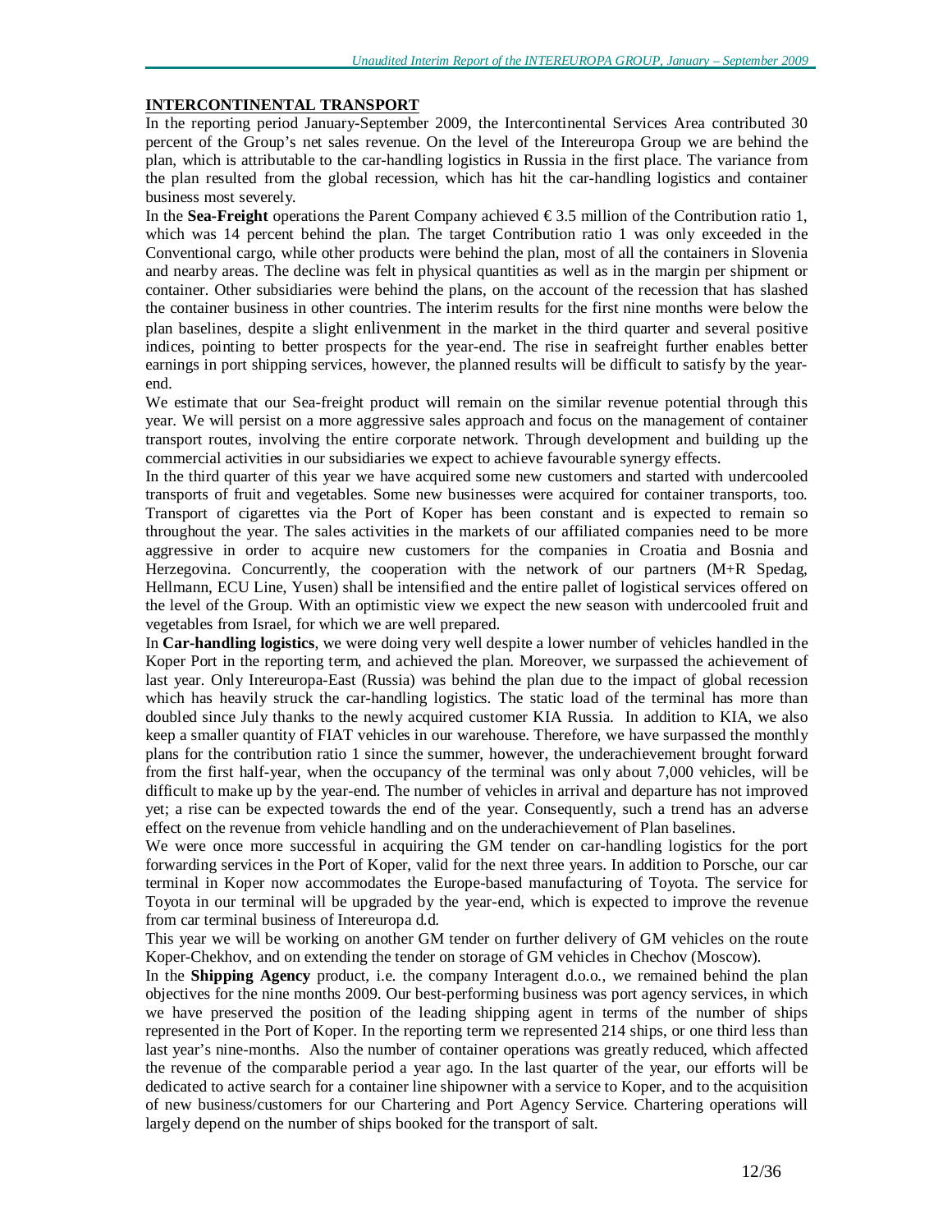## INTERCONTINENTAL TRANSPORT

In the reporting period January-September 2009, the Intercontinental Services Area contributed 30 percent of the Group's net sales revenue. On the level of the Intereuropa Group we are behind the plan, which is attributable to the car-handling logistics in Russia in the first place. The variance from the plan resulted from the global recession, which has hit the car-handling logistics and container business most severely.

In the **Sea-Freight** operations the Parent Company achieved € 3.5 million of the Contribution ratio 1, which was 14 percent behind the plan. The target Contribution ratio 1 was only exceeded in the Conventional cargo, while other products were behind the plan, most of all the containers in Slovenia and nearby areas. The decline was felt in physical quantities as well as in the margin per shipment or container. Other subsidiaries were behind the plans, on the account of the recession that has slashed the container business in other countries. The interim results for the first nine months were below the plan baselines, despite a slight enlivenment in the market in the third quarter and several positive indices, pointing to better prospects for the year-end. The rise in seafreight further enables better earnings in port shipping services, however, the planned results will be difficult to satisfy by the year-end.

We estimate that our Sea-freight product will remain on the similar revenue potential through this year. We will persist on a more aggressive sales approach and focus on the management of container transport routes, involving the entire corporate network. Through development and building up the commercial activities in our subsidiaries we expect to achieve favourable synergy effects.

In the third quarter of this year we have acquired some new customers and started with undercooled transports of fruit and vegetables. Some new businesses were acquired for container transports, too. Transport of cigarettes via the Port of Koper has been constant and is expected to remain so throughout the year. The sales activities in the markets of our affiliated companies need to be more aggressive in order to acquire new customers for the companies in Croatia and Bosnia and Herzegovina. Concurrently, the cooperation with the network of our partners (M+R Spedag, Hellmann, ECU Line, Yusen) shall be intensified and the entire pallet of logistical services offered on the level of the Group. With an optimistic view we expect the new season with undercooled fruit and vegetables from Israel, for which we are well prepared.

In **Car-handling logistics**, we were doing very well despite a lower number of vehicles handled in the Koper Port in the reporting term, and achieved the plan. Moreover, we surpassed the achievement of last year. Only Intereuropa-East (Russia) was behind the plan due to the impact of global recession which has heavily struck the car-handling logistics. The static load of the terminal has more than doubled since July thanks to the newly acquired customer KIA Russia. In addition to KIA, we also keep a smaller quantity of FIAT vehicles in our warehouse. Therefore, we have surpassed the monthly plans for the contribution ratio 1 since the summer, however, the underachievement brought forward from the first half-year, when the occupancy of the terminal was only about 7,000 vehicles, will be difficult to make up by the year-end. The number of vehicles in arrival and departure has not improved yet; a rise can be expected towards the end of the year. Consequently, such a trend has an adverse effect on the revenue from vehicle handling and on the underachievement of Plan baselines.

We were once more successful in acquiring the GM tender on car-handling logistics for the port forwarding services in the Port of Koper, valid for the next three years. In addition to Porsche, our car terminal in Koper now accommodates the Europe-based manufacturing of Toyota. The service for Toyota in our terminal will be upgraded by the year-end, which is expected to improve the revenue from car terminal business of Intereuropa d.d.

This year we will be working on another GM tender on further delivery of GM vehicles on the route Koper-Chekhov, and on extending the tender on storage of GM vehicles in Chechov (Moscow).

In the **Shipping Agency** product, i.e. the company Interagent d.o.o., we remained behind the plan objectives for the nine months 2009. Our best-performing business was port agency services, in which we have preserved the position of the leading shipping agent in terms of the number of ships represented in the Port of Koper. In the reporting term we represented 214 ships, or one third less than last year's nine-months. Also the number of container operations was greatly reduced, which affected the revenue of the comparable period a year ago. In the last quarter of the year, our efforts will be dedicated to active search for a container line shipowner with a service to Koper, and to the acquisition of new business/customers for our Chartering and Port Agency Service. Chartering operations will largely depend on the number of ships booked for the transport of salt.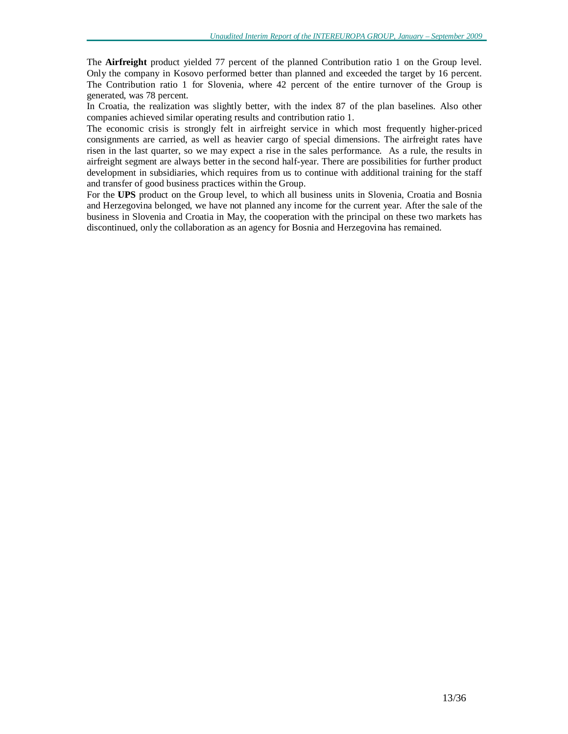The **Airfreight** product yielded 77 percent of the planned Contribution ratio 1 on the Group level. Only the company in Kosovo performed better than planned and exceeded the target by 16 percent. The Contribution ratio 1 for Slovenia, where 42 percent of the entire turnover of the Group is generated, was 78 percent.

In Croatia, the realization was slightly better, with the index 87 of the plan baselines. Also other companies achieved similar operating results and contribution ratio 1.

The economic crisis is strongly felt in airfreight service in which most frequently higher-priced consignments are carried, as well as heavier cargo of special dimensions. The airfreight rates have risen in the last quarter, so we may expect a rise in the sales performance. As a rule, the results in airfreight segment are always better in the second half-year. There are possibilities for further product development in subsidiaries, which requires from us to continue with additional training for the staff and transfer of good business practices within the Group.

For the **UPS** product on the Group level, to which all business units in Slovenia, Croatia and Bosnia and Herzegovina belonged, we have not planned any income for the current year. After the sale of the business in Slovenia and Croatia in May, the cooperation with the principal on these two markets has discontinued, only the collaboration as an agency for Bosnia and Herzegovina has remained.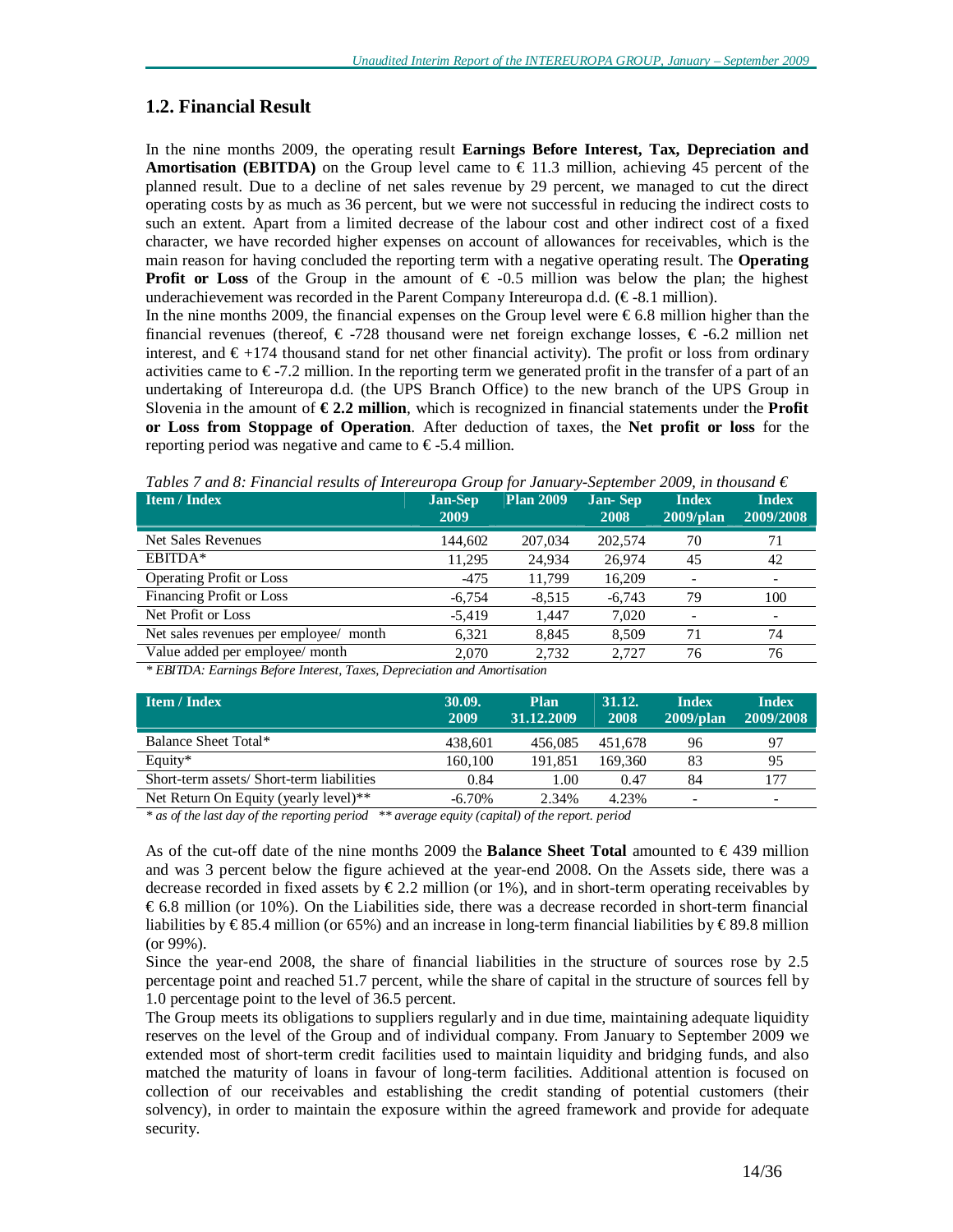## 1.2. Financial Result

In the nine months 2009, the operating result **Earnings Before Interest, Tax, Depreciation and Amortisation (EBITDA)** on the Group level came to € 11.3 million, achieving 45 percent of the planned result. Due to a decline of net sales revenue by 29 percent, we managed to cut the direct operating costs by as much as 36 percent, but we were not successful in reducing the indirect costs to such an extent. Apart from a limited decrease of the labour cost and other indirect cost of a fixed character, we have recorded higher expenses on account of allowances for receivables, which is the main reason for having concluded the reporting term with a negative operating result. The **Operating Profit or Loss** of the Group in the amount of € -0.5 million was below the plan; the highest underachievement was recorded in the Parent Company Intereuropa d.d. (€ -8.1 million).

In the nine months 2009, the financial expenses on the Group level were € 6.8 million higher than the financial revenues (thereof, € -728 thousand were net foreign exchange losses, € -6.2 million net interest, and € +174 thousand stand for net other financial activity). The profit or loss from ordinary activities came to € -7.2 million. In the reporting term we generated profit in the transfer of a part of an undertaking of Intereuropa d.d. (the UPS Branch Office) to the new branch of the UPS Group in Slovenia in the amount of **€ 2.2 million**, which is recognized in financial statements under the **Profit or Loss from Stoppage of Operation**. After deduction of taxes, the **Net profit or loss** for the reporting period was negative and came to € -5.4 million.

*Tables 7 and 8: Financial results of Intereuropa Group for January-September 2009, in thousand €*

| Item / Index | Jan-Sep 2009 | Plan 2009 | Jan- Sep 2008 | Index 2009/plan | Index 2009/2008 |
|---|---|---|---|---|---|
| Net Sales Revenues | 144,602 | 207,034 | 202,574 | 70 | 71 |
| EBITDA* | 11,295 | 24,934 | 26,974 | 45 | 42 |
| Operating Profit or Loss | -475 | 11,799 | 16,209 | - | - |
| Financing Profit or Loss | -6,754 | -8,515 | -6,743 | 79 | 100 |
| Net Profit or Loss | -5,419 | 1,447 | 7,020 | - | - |
| Net sales revenues per employee/ month | 6,321 | 8,845 | 8,509 | 71 | 74 |
| Value added per employee/ month | 2,070 | 2,732 | 2,727 | 76 | 76 |

*\* EBITDA: Earnings Before Interest, Taxes, Depreciation and Amortisation*

| Item / Index | 30.09. 2009 | Plan 31.12.2009 | 31.12. 2008 | Index 2009/plan | Index 2009/2008 |
|---|---|---|---|---|---|
| Balance Sheet Total* | 438,601 | 456,085 | 451,678 | 96 | 97 |
| Equity* | 160,100 | 191,851 | 169,360 | 83 | 95 |
| Short-term assets/ Short-term liabilities | 0.84 | 1.00 | 0.47 | 84 | 177 |
| Net Return On Equity (yearly level)** | -6.70% | 2.34% | 4.23% | - | - |

*\* as of the last day of the reporting period \*\* average equity (capital) of the report. period*

As of the cut-off date of the nine months 2009 the **Balance Sheet Total** amounted to € 439 million and was 3 percent below the figure achieved at the year-end 2008. On the Assets side, there was a decrease recorded in fixed assets by € 2.2 million (or 1%), and in short-term operating receivables by € 6.8 million (or 10%). On the Liabilities side, there was a decrease recorded in short-term financial liabilities by € 85.4 million (or 65%) and an increase in long-term financial liabilities by € 89.8 million (or 99%).

Since the year-end 2008, the share of financial liabilities in the structure of sources rose by 2.5 percentage point and reached 51.7 percent, while the share of capital in the structure of sources fell by 1.0 percentage point to the level of 36.5 percent.

The Group meets its obligations to suppliers regularly and in due time, maintaining adequate liquidity reserves on the level of the Group and of individual company. From January to September 2009 we extended most of short-term credit facilities used to maintain liquidity and bridging funds, and also matched the maturity of loans in favour of long-term facilities. Additional attention is focused on collection of our receivables and establishing the credit standing of potential customers (their solvency), in order to maintain the exposure within the agreed framework and provide for adequate security.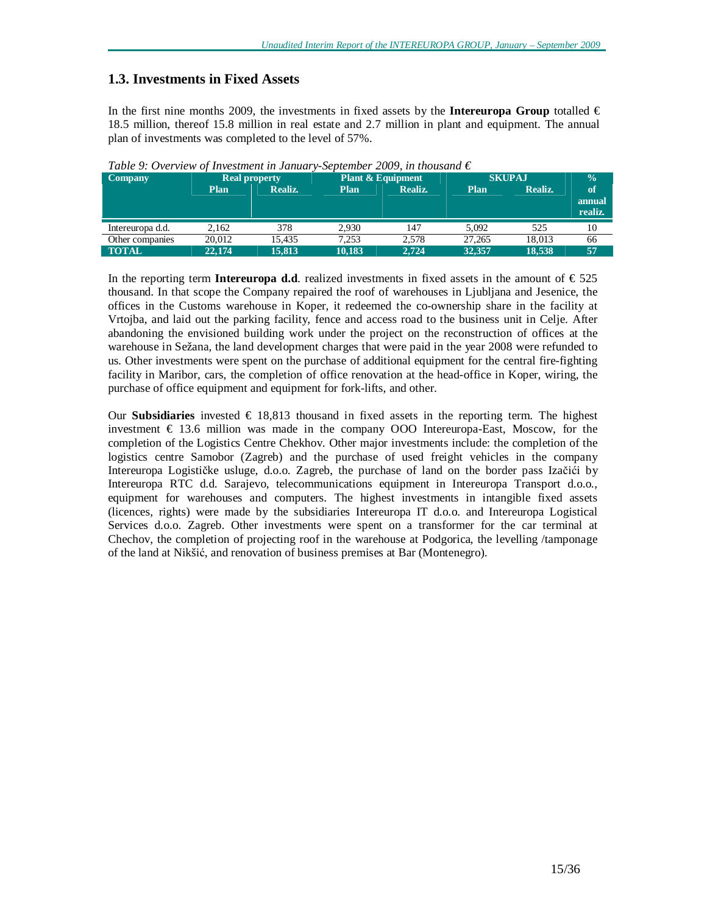## 1.3. Investments in Fixed Assets

In the first nine months 2009, the investments in fixed assets by the **Intereuropa Group** totalled € 18.5 million, thereof 15.8 million in real estate and 2.7 million in plant and equipment. The annual plan of investments was completed to the level of 57%.

*Table 9: Overview of Investment in January-September 2009, in thousand €*

| Company | Real property | | Plant & Equipment | | SKUPAJ | | % of annual realiz. |
|---|---|---|---|---|---|---|---|
| | Plan | Realiz. | Plan | Realiz. | Plan | Realiz. | |
| Intereuropa d.d. | 2,162 | 378 | 2,930 | 147 | 5,092 | 525 | 10 |
| Other companies | 20,012 | 15,435 | 7,253 | 2,578 | 27,265 | 18,013 | 66 |
| **TOTAL** | **22,174** | **15,813** | **10,183** | **2,724** | **32,357** | **18,538** | **57** |

In the reporting term **Intereuropa d.d**. realized investments in fixed assets in the amount of € 525 thousand. In that scope the Company repaired the roof of warehouses in Ljubljana and Jesenice, the offices in the Customs warehouse in Koper, it redeemed the co-ownership share in the facility at Vrtojba, and laid out the parking facility, fence and access road to the business unit in Celje. After abandoning the envisioned building work under the project on the reconstruction of offices at the warehouse in Sežana, the land development charges that were paid in the year 2008 were refunded to us. Other investments were spent on the purchase of additional equipment for the central fire-fighting facility in Maribor, cars, the completion of office renovation at the head-office in Koper, wiring, the purchase of office equipment and equipment for fork-lifts, and other.

Our **Subsidiaries** invested € 18,813 thousand in fixed assets in the reporting term. The highest investment € 13.6 million was made in the company OOO Intereuropa-East, Moscow, for the completion of the Logistics Centre Chekhov. Other major investments include: the completion of the logistics centre Samobor (Zagreb) and the purchase of used freight vehicles in the company Intereuropa Logističke usluge, d.o.o. Zagreb, the purchase of land on the border pass Izačići by Intereuropa RTC d.d. Sarajevo, telecommunications equipment in Intereuropa Transport d.o.o., equipment for warehouses and computers. The highest investments in intangible fixed assets (licences, rights) were made by the subsidiaries Intereuropa IT d.o.o. and Intereuropa Logistical Services d.o.o. Zagreb. Other investments were spent on a transformer for the car terminal at Chechov, the completion of projecting roof in the warehouse at Podgorica, the levelling /tamponage of the land at Nikšić, and renovation of business premises at Bar (Montenegro).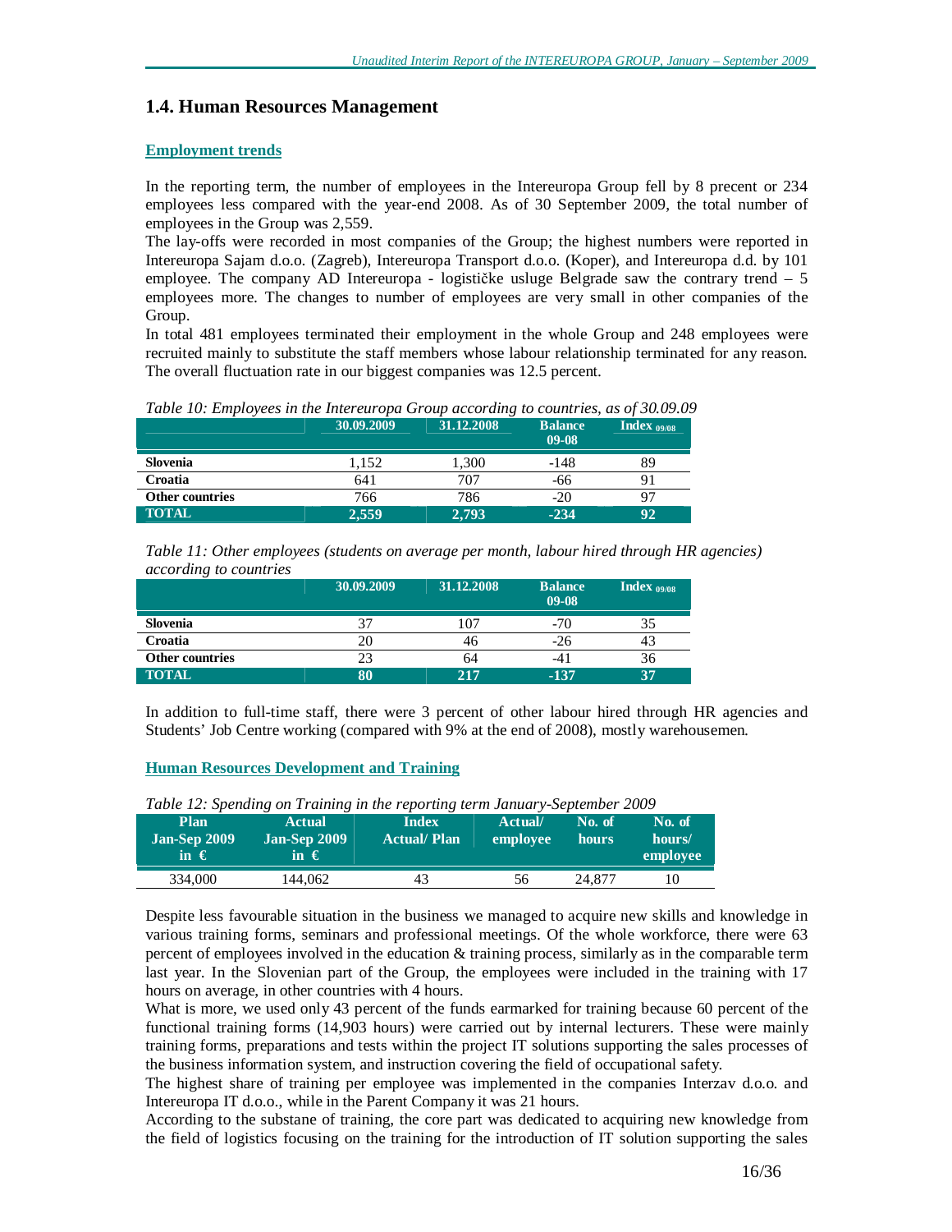## 1.4. Human Resources Management

### Employment trends

In the reporting term, the number of employees in the Intereuropa Group fell by 8 precent or 234 employees less compared with the year-end 2008. As of 30 September 2009, the total number of employees in the Group was 2,559.

The lay-offs were recorded in most companies of the Group; the highest numbers were reported in Intereuropa Sajam d.o.o. (Zagreb), Intereuropa Transport d.o.o. (Koper), and Intereuropa d.d. by 101 employee. The company AD Intereuropa - logističke usluge Belgrade saw the contrary trend – 5 employees more. The changes to number of employees are very small in other companies of the Group.

In total 481 employees terminated their employment in the whole Group and 248 employees were recruited mainly to substitute the staff members whose labour relationship terminated for any reason. The overall fluctuation rate in our biggest companies was 12.5 percent.

*Table 10: Employees in the Intereuropa Group according to countries, as of 30.09.09*

| | 30.09.2009 | 31.12.2008 | Balance 09-08 | Index 09/08 |
|---|---|---|---|---|
| **Slovenia** | 1,152 | 1,300 | -148 | 89 |
| **Croatia** | 641 | 707 | -66 | 91 |
| **Other countries** | 766 | 786 | -20 | 97 |
| **TOTAL** | **2,559** | **2,793** | **-234** | **92** |

*Table 11: Other employees (students on average per month, labour hired through HR agencies) according to countries*

| | 30.09.2009 | 31.12.2008 | Balance 09-08 | Index 09/08 |
|---|---|---|---|---|
| **Slovenia** | 37 | 107 | -70 | 35 |
| **Croatia** | 20 | 46 | -26 | 43 |
| **Other countries** | 23 | 64 | -41 | 36 |
| **TOTAL** | **80** | **217** | **-137** | **37** |

In addition to full-time staff, there were 3 percent of other labour hired through HR agencies and Students' Job Centre working (compared with 9% at the end of 2008), mostly warehousemen.

### Human Resources Development and Training

*Table 12: Spending on Training in the reporting term January-September 2009*

| Plan Jan-Sep 2009 in € | Actual Jan-Sep 2009 in € | Index Actual/ Plan | Actual/ employee | No. of hours | No. of hours/ employee |
|---|---|---|---|---|---|
| 334,000 | 144,062 | 43 | 56 | 24,877 | 10 |

Despite less favourable situation in the business we managed to acquire new skills and knowledge in various training forms, seminars and professional meetings. Of the whole workforce, there were 63 percent of employees involved in the education & training process, similarly as in the comparable term last year. In the Slovenian part of the Group, the employees were included in the training with 17 hours on average, in other countries with 4 hours.

What is more, we used only 43 percent of the funds earmarked for training because 60 percent of the functional training forms (14,903 hours) were carried out by internal lecturers. These were mainly training forms, preparations and tests within the project IT solutions supporting the sales processes of the business information system, and instruction covering the field of occupational safety.

The highest share of training per employee was implemented in the companies Interzav d.o.o. and Intereuropa IT d.o.o., while in the Parent Company it was 21 hours.

According to the substane of training, the core part was dedicated to acquiring new knowledge from the field of logistics focusing on the training for the introduction of IT solution supporting the sales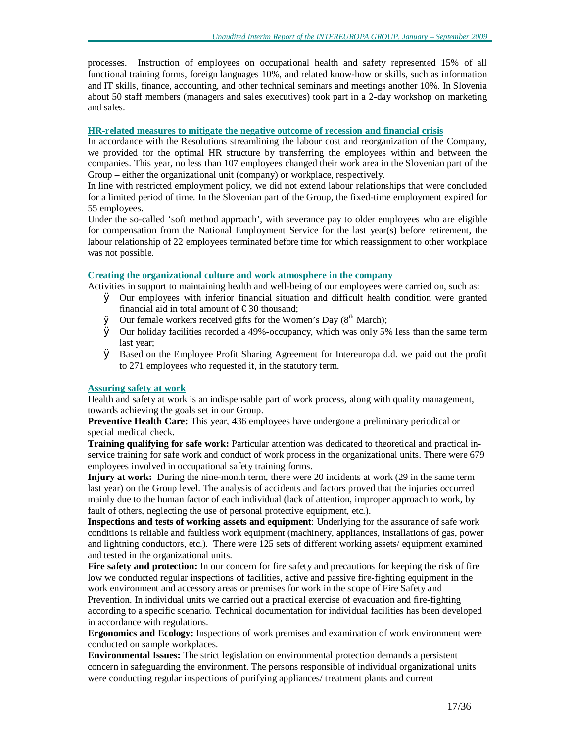processes. Instruction of employees on occupational health and safety represented 15% of all functional training forms, foreign languages 10%, and related know-how or skills, such as information and IT skills, finance, accounting, and other technical seminars and meetings another 10%. In Slovenia about 50 staff members (managers and sales executives) took part in a 2-day workshop on marketing and sales.

### HR-related measures to mitigate the negative outcome of recession and financial crisis

In accordance with the Resolutions streamlining the labour cost and reorganization of the Company, we provided for the optimal HR structure by transferring the employees within and between the companies. This year, no less than 107 employees changed their work area in the Slovenian part of the Group – either the organizational unit (company) or workplace, respectively.

In line with restricted employment policy, we did not extend labour relationships that were concluded for a limited period of time. In the Slovenian part of the Group, the fixed-time employment expired for 55 employees.

Under the so-called 'soft method approach', with severance pay to older employees who are eligible for compensation from the National Employment Service for the last year(s) before retirement, the labour relationship of 22 employees terminated before time for which reassignment to other workplace was not possible.

### Creating the organizational culture and work atmosphere in the company

Activities in support to maintaining health and well-being of our employees were carried on, such as:

- Our employees with inferior financial situation and difficult health condition were granted financial aid in total amount of € 30 thousand;
- Our female workers received gifts for the Women's Day (8th March);
- Our holiday facilities recorded a 49%-occupancy, which was only 5% less than the same term last year;
- Based on the Employee Profit Sharing Agreement for Intereuropa d.d. we paid out the profit to 271 employees who requested it, in the statutory term.

### Assuring safety at work

Health and safety at work is an indispensable part of work process, along with quality management, towards achieving the goals set in our Group.

**Preventive Health Care:** This year, 436 employees have undergone a preliminary periodical or special medical check.

**Training qualifying for safe work:** Particular attention was dedicated to theoretical and practical in-service training for safe work and conduct of work process in the organizational units. There were 679 employees involved in occupational safety training forms.

**Injury at work:** During the nine-month term, there were 20 incidents at work (29 in the same term last year) on the Group level. The analysis of accidents and factors proved that the injuries occurred mainly due to the human factor of each individual (lack of attention, improper approach to work, by fault of others, neglecting the use of personal protective equipment, etc.).

**Inspections and tests of working assets and equipment**: Underlying for the assurance of safe work conditions is reliable and faultless work equipment (machinery, appliances, installations of gas, power and lightning conductors, etc.). There were 125 sets of different working assets/ equipment examined and tested in the organizational units.

**Fire safety and protection:** In our concern for fire safety and precautions for keeping the risk of fire low we conducted regular inspections of facilities, active and passive fire-fighting equipment in the work environment and accessory areas or premises for work in the scope of Fire Safety and Prevention. In individual units we carried out a practical exercise of evacuation and fire-fighting according to a specific scenario. Technical documentation for individual facilities has been developed in accordance with regulations.

**Ergonomics and Ecology:** Inspections of work premises and examination of work environment were conducted on sample workplaces.

**Environmental Issues:** The strict legislation on environmental protection demands a persistent concern in safeguarding the environment. The persons responsible of individual organizational units were conducting regular inspections of purifying appliances/ treatment plants and current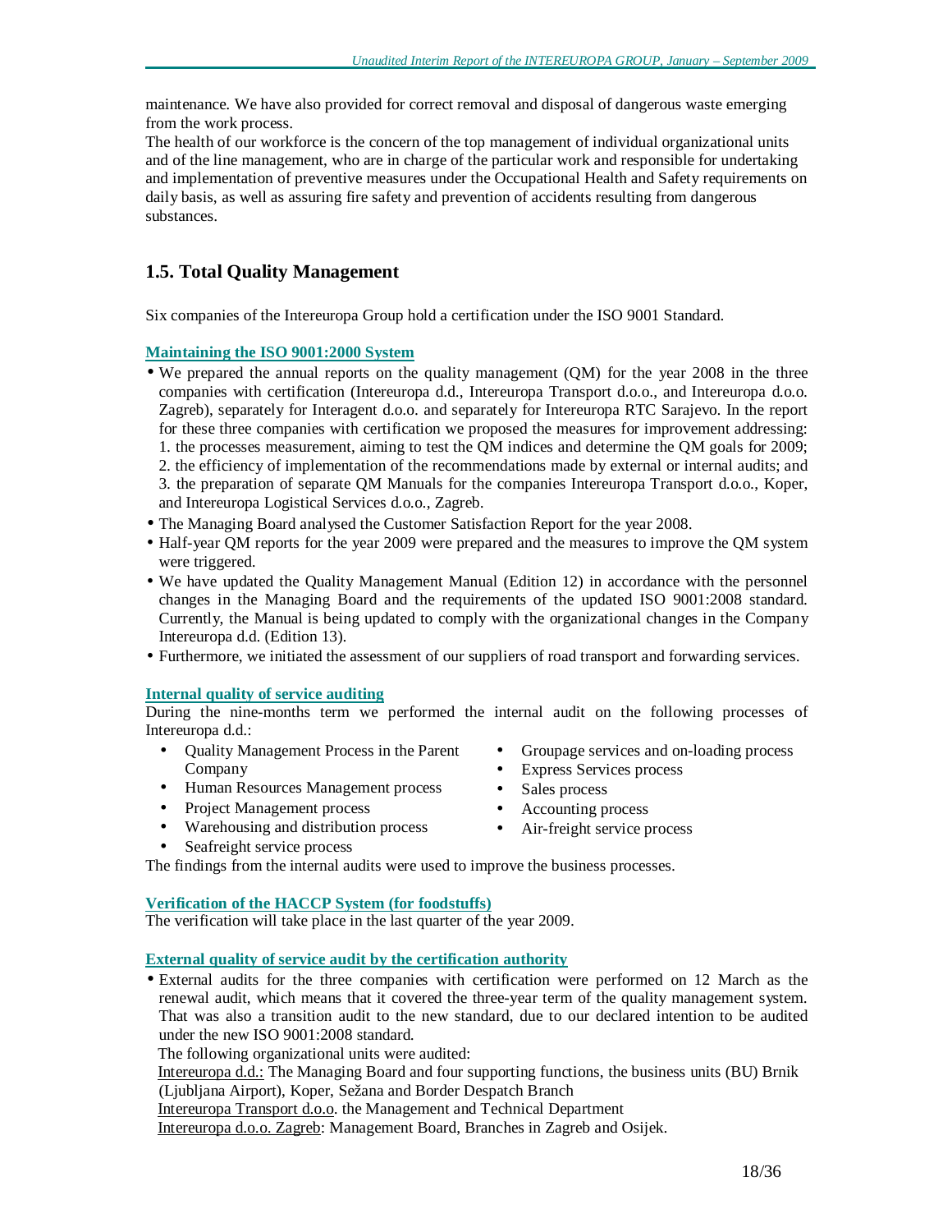maintenance. We have also provided for correct removal and disposal of dangerous waste emerging from the work process.

The health of our workforce is the concern of the top management of individual organizational units and of the line management, who are in charge of the particular work and responsible for undertaking and implementation of preventive measures under the Occupational Health and Safety requirements on daily basis, as well as assuring fire safety and prevention of accidents resulting from dangerous substances.

## 1.5. Total Quality Management

Six companies of the Intereuropa Group hold a certification under the ISO 9001 Standard.

### Maintaining the ISO 9001:2000 System

- We prepared the annual reports on the quality management (QM) for the year 2008 in the three companies with certification (Intereuropa d.d., Intereuropa Transport d.o.o., and Intereuropa d.o.o. Zagreb), separately for Interagent d.o.o. and separately for Intereuropa RTC Sarajevo. In the report for these three companies with certification we proposed the measures for improvement addressing: 1. the processes measurement, aiming to test the QM indices and determine the QM goals for 2009; 2. the efficiency of implementation of the recommendations made by external or internal audits; and 3. the preparation of separate QM Manuals for the companies Intereuropa Transport d.o.o., Koper, and Intereuropa Logistical Services d.o.o., Zagreb.
- The Managing Board analysed the Customer Satisfaction Report for the year 2008.
- Half-year QM reports for the year 2009 were prepared and the measures to improve the QM system were triggered.
- We have updated the Quality Management Manual (Edition 12) in accordance with the personnel changes in the Managing Board and the requirements of the updated ISO 9001:2008 standard. Currently, the Manual is being updated to comply with the organizational changes in the Company Intereuropa d.d. (Edition 13).
- Furthermore, we initiated the assessment of our suppliers of road transport and forwarding services.

### Internal quality of service auditing

During the nine-months term we performed the internal audit on the following processes of Intereuropa d.d.:

- Quality Management Process in the Parent Company
- Human Resources Management process
- Project Management process
- Warehousing and distribution process
- Seafreight service process
- Groupage services and on-loading process
- Express Services process
- Sales process
- Accounting process
- Air-freight service process

The findings from the internal audits were used to improve the business processes.

### Verification of the HACCP System (for foodstuffs)

The verification will take place in the last quarter of the year 2009.

### External quality of service audit by the certification authority

- External audits for the three companies with certification were performed on 12 March as the renewal audit, which means that it covered the three-year term of the quality management system. That was also a transition audit to the new standard, due to our declared intention to be audited under the new ISO 9001:2008 standard.

  The following organizational units were audited:

  Intereuropa d.d.: The Managing Board and four supporting functions, the business units (BU) Brnik (Ljubljana Airport), Koper, Sežana and Border Despatch Branch

  Intereuropa Transport d.o.o. the Management and Technical Department

  Intereuropa d.o.o. Zagreb: Management Board, Branches in Zagreb and Osijek.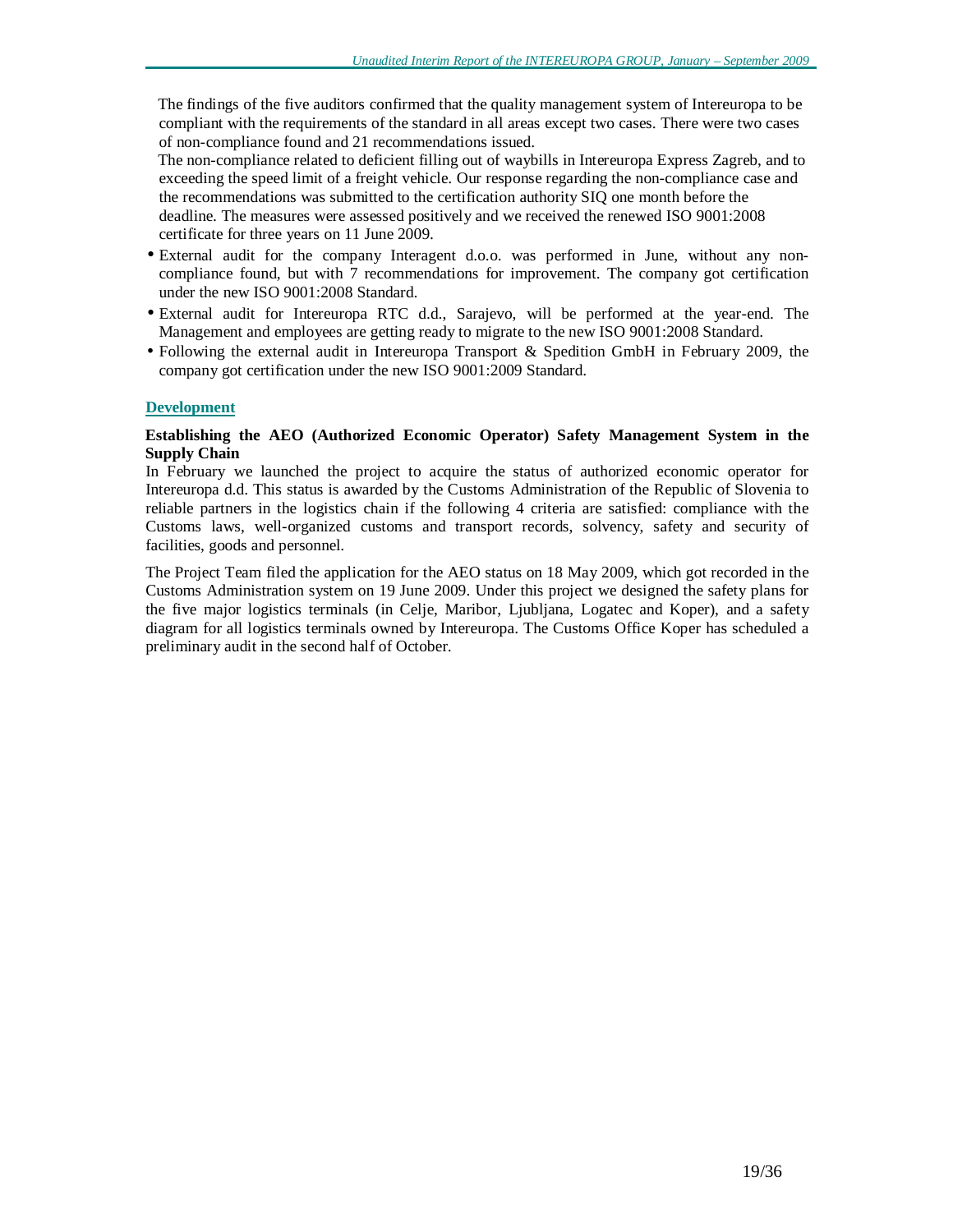The findings of the five auditors confirmed that the quality management system of Intereuropa to be compliant with the requirements of the standard in all areas except two cases. There were two cases of non-compliance found and 21 recommendations issued.
The non-compliance related to deficient filling out of waybills in Intereuropa Express Zagreb, and to exceeding the speed limit of a freight vehicle. Our response regarding the non-compliance case and the recommendations was submitted to the certification authority SIQ one month before the deadline. The measures were assessed positively and we received the renewed ISO 9001:2008 certificate for three years on 11 June 2009.

- External audit for the company Interagent d.o.o. was performed in June, without any non-compliance found, but with 7 recommendations for improvement. The company got certification under the new ISO 9001:2008 Standard.
- External audit for Intereuropa RTC d.d., Sarajevo, will be performed at the year-end. The Management and employees are getting ready to migrate to the new ISO 9001:2008 Standard.
- Following the external audit in Intereuropa Transport & Spedition GmbH in February 2009, the company got certification under the new ISO 9001:2009 Standard.

## Development

**Establishing the AEO (Authorized Economic Operator) Safety Management System in the Supply Chain**

In February we launched the project to acquire the status of authorized economic operator for Intereuropa d.d. This status is awarded by the Customs Administration of the Republic of Slovenia to reliable partners in the logistics chain if the following 4 criteria are satisfied: compliance with the Customs laws, well-organized customs and transport records, solvency, safety and security of facilities, goods and personnel.

The Project Team filed the application for the AEO status on 18 May 2009, which got recorded in the Customs Administration system on 19 June 2009. Under this project we designed the safety plans for the five major logistics terminals (in Celje, Maribor, Ljubljana, Logatec and Koper), and a safety diagram for all logistics terminals owned by Intereuropa. The Customs Office Koper has scheduled a preliminary audit in the second half of October.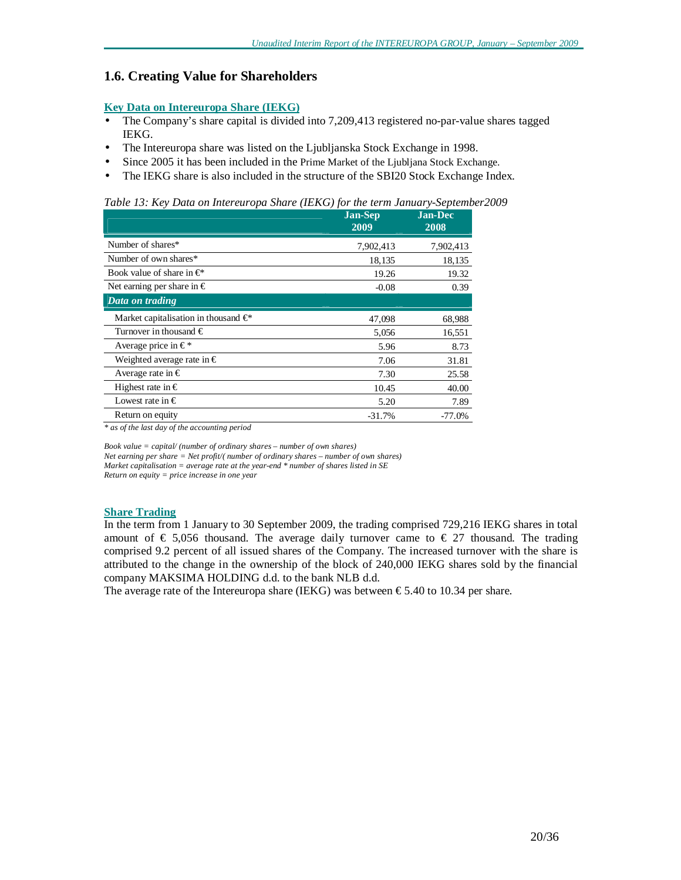## 1.6. Creating Value for Shareholders

**Key Data on Intereuropa Share (IEKG)**

- The Company's share capital is divided into 7,209,413 registered no-par-value shares tagged IEKG.
- The Intereuropa share was listed on the Ljubljanska Stock Exchange in 1998.
- Since 2005 it has been included in the Prime Market of the Ljubljana Stock Exchange.
- The IEKG share is also included in the structure of the SBI20 Stock Exchange Index.

*Table 13: Key Data on Intereuropa Share (IEKG) for the term January-September2009*

| | Jan-Sep 2009 | Jan-Dec 2008 |
|---|---|---|
| Number of shares* | 7,902,413 | 7,902,413 |
| Number of own shares* | 18,135 | 18,135 |
| Book value of share in €* | 19.26 | 19.32 |
| Net earning per share in € | -0.08 | 0.39 |
| ***Data on trading*** | | |
| Market capitalisation in thousand €* | 47,098 | 68,988 |
| Turnover in thousand € | 5,056 | 16,551 |
| Average price in € * | 5.96 | 8.73 |
| Weighted average rate in € | 7.06 | 31.81 |
| Average rate in € | 7.30 | 25.58 |
| Highest rate in € | 10.45 | 40.00 |
| Lowest rate in € | 5.20 | 7.89 |
| Return on equity | -31.7% | -77.0% |

*\* as of the last day of the accounting period*

*Book value = capital/ (number of ordinary shares – number of own shares)*
*Net earning per share = Net profit/( number of ordinary shares – number of own shares)*
*Market capitalisation = average rate at the year-end * number of shares listed in SE*
*Return on equity = price increase in one year*

**Share Trading**

In the term from 1 January to 30 September 2009, the trading comprised 729,216 IEKG shares in total amount of € 5,056 thousand. The average daily turnover came to € 27 thousand. The trading comprised 9.2 percent of all issued shares of the Company. The increased turnover with the share is attributed to the change in the ownership of the block of 240,000 IEKG shares sold by the financial company MAKSIMA HOLDING d.d. to the bank NLB d.d.

The average rate of the Intereuropa share (IEKG) was between € 5.40 to 10.34 per share.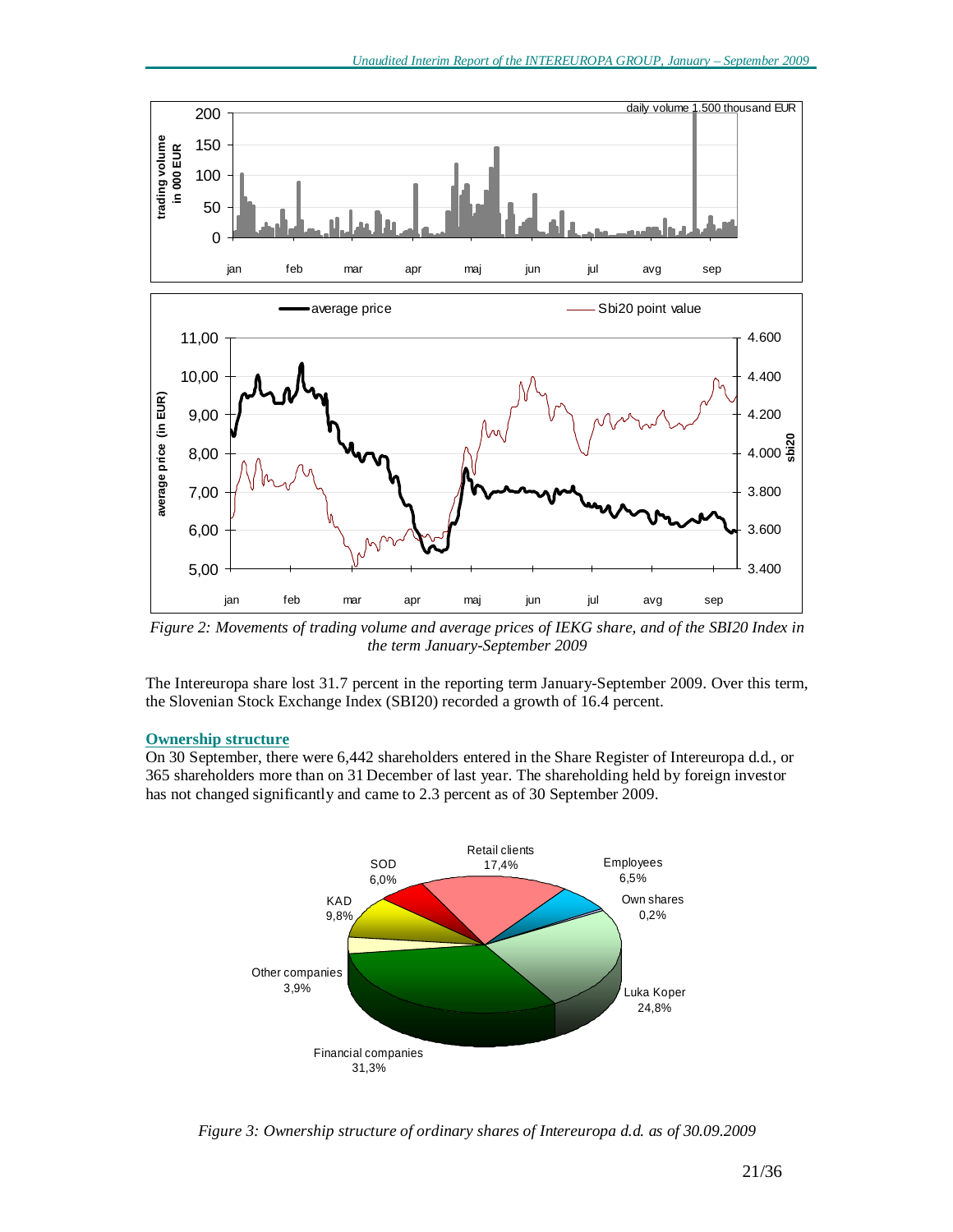*Figure 2: Movements of trading volume and average prices of IEKG share, and of the SBI20 Index in the term January-September 2009*

The Intereuropa share lost 31.7 percent in the reporting term January-September 2009. Over this term, the Slovenian Stock Exchange Index (SBI20) recorded a growth of 16.4 percent.

### Ownership structure

On 30 September, there were 6,442 shareholders entered in the Share Register of Intereuropa d.d., or 365 shareholders more than on 31 December of last year. The shareholding held by foreign investor has not changed significantly and came to 2.3 percent as of 30 September 2009.

*Figure 3: Ownership structure of ordinary shares of Intereuropa d.d. as of 30.09.2009*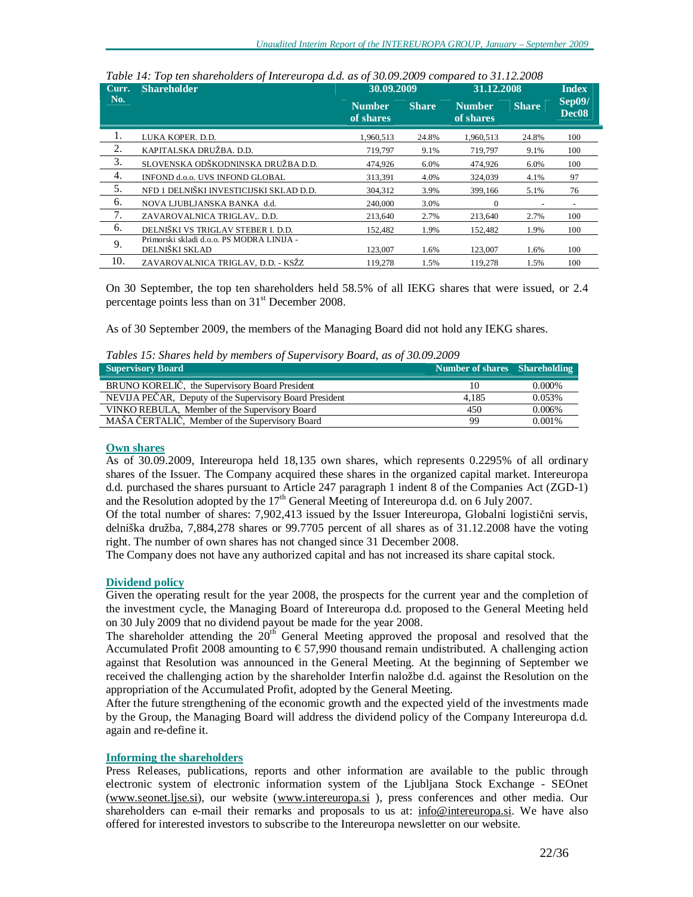*Table 14: Top ten shareholders of Intereuropa d.d. as of 30.09.2009 compared to 31.12.2008*

| Curr. No. | Shareholder | 30.09.2009 | | 31.12.2008 | | Index Sep09/ Dec08 |
|---|---|---|---|---|---|---|
| | | Number of shares | Share | Number of shares | Share | |
| 1. | LUKA KOPER. D.D. | 1,960,513 | 24.8% | 1,960,513 | 24.8% | 100 |
| 2. | KAPITALSKA DRUŽBA. D.D. | 719,797 | 9.1% | 719,797 | 9.1% | 100 |
| 3. | SLOVENSKA ODŠKODNINSKA DRUŽBA D.D. | 474,926 | 6.0% | 474,926 | 6.0% | 100 |
| 4. | INFOND d.o.o. UVS INFOND GLOBAL | 313,391 | 4.0% | 324,039 | 4.1% | 97 |
| 5. | NFD 1 DELNIŠKI INVESTICIJSKI SKLAD D.D. | 304,312 | 3.9% | 399,166 | 5.1% | 76 |
| 6. | NOVA LJUBLJANSKA BANKA d.d. | 240,000 | 3.0% | 0 | - | - |
| 7. | ZAVAROVALNICA TRIGLAV,. D.D. | 213,640 | 2.7% | 213,640 | 2.7% | 100 |
| 6. | DELNIŠKI VS TRIGLAV STEBER I. D.D. | 152,482 | 1.9% | 152,482 | 1.9% | 100 |
| 9. | Primorski skladi d.o.o. PS MODRA LINIJA - DELNIŠKI SKLAD | 123,007 | 1.6% | 123,007 | 1.6% | 100 |
| 10. | ZAVAROVALNICA TRIGLAV, D.D. - KSŽZ | 119,278 | 1.5% | 119,278 | 1.5% | 100 |

On 30 September, the top ten shareholders held 58.5% of all IEKG shares that were issued, or 2.4 percentage points less than on 31st December 2008.

As of 30 September 2009, the members of the Managing Board did not hold any IEKG shares.

*Tables 15: Shares held by members of Supervisory Board, as of 30.09.2009*

| Supervisory Board | Number of shares | Shareholding |
|---|---|---|
| BRUNO KORELIČ, the Supervisory Board President | 10 | 0.000% |
| NEVIJA PEČAR, Deputy of the Supervisory Board President | 4,185 | 0.053% |
| VINKO REBULA, Member of the Supervisory Board | 450 | 0.006% |
| MAŠA ČERTALIČ, Member of the Supervisory Board | 99 | 0.001% |

### Own shares

As of 30.09.2009, Intereuropa held 18,135 own shares, which represents 0.2295% of all ordinary shares of the Issuer. The Company acquired these shares in the organized capital market. Intereuropa d.d. purchased the shares pursuant to Article 247 paragraph 1 indent 8 of the Companies Act (ZGD-1) and the Resolution adopted by the 17th General Meeting of Intereuropa d.d. on 6 July 2007.

Of the total number of shares: 7,902,413 issued by the Issuer Intereuropa, Globalni logistični servis, delniška družba, 7,884,278 shares or 99.7705 percent of all shares as of 31.12.2008 have the voting right. The number of own shares has not changed since 31 December 2008.

The Company does not have any authorized capital and has not increased its share capital stock.

### Dividend policy

Given the operating result for the year 2008, the prospects for the current year and the completion of the investment cycle, the Managing Board of Intereuropa d.d. proposed to the General Meeting held on 30 July 2009 that no dividend payout be made for the year 2008.

The shareholder attending the 20th General Meeting approved the proposal and resolved that the Accumulated Profit 2008 amounting to € 57,990 thousand remain undistributed. A challenging action against that Resolution was announced in the General Meeting. At the beginning of September we received the challenging action by the shareholder Interfin naložbe d.d. against the Resolution on the appropriation of the Accumulated Profit, adopted by the General Meeting.

After the future strengthening of the economic growth and the expected yield of the investments made by the Group, the Managing Board will address the dividend policy of the Company Intereuropa d.d. again and re-define it.

### Informing the shareholders

Press Releases, publications, reports and other information are available to the public through electronic system of electronic information system of the Ljubljana Stock Exchange - SEOnet (www.seonet.ljse.si), our website (www.intereuropa.si ), press conferences and other media. Our shareholders can e-mail their remarks and proposals to us at: info@intereuropa.si. We have also offered for interested investors to subscribe to the Intereuropa newsletter on our website.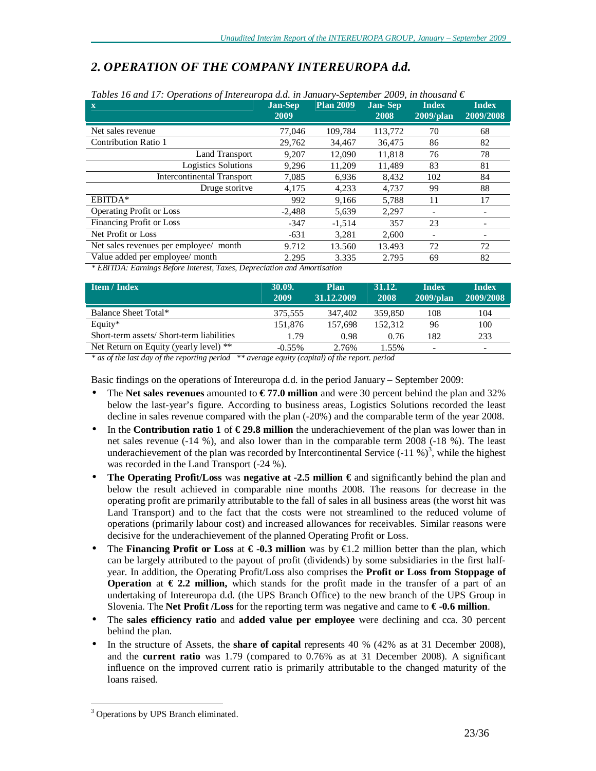## *2. OPERATION OF THE COMPANY INTEREUROPA d.d.*

*Tables 16 and 17: Operations of Intereuropa d.d. in January-September 2009, in thousand €*

| x | Jan-Sep 2009 | Plan 2009 | Jan- Sep 2008 | Index 2009/plan | Index 2009/2008 |
|---|---|---|---|---|---|
| Net sales revenue | 77,046 | 109,784 | 113,772 | 70 | 68 |
| Contribution Ratio 1 | 29,762 | 34,467 | 36,475 | 86 | 82 |
| Land Transport | 9,207 | 12,090 | 11,818 | 76 | 78 |
| Logistics Solutions | 9,296 | 11,209 | 11,489 | 83 | 81 |
| Intercontinental Transport | 7,085 | 6,936 | 8,432 | 102 | 84 |
| Druge storitve | 4,175 | 4,233 | 4,737 | 99 | 88 |
| EBITDA* | 992 | 9,166 | 5,788 | 11 | 17 |
| Operating Profit or Loss | -2,488 | 5,639 | 2,297 | - | - |
| Financing Profit or Loss | -347 | -1,514 | 357 | 23 | - |
| Net Profit or Loss | -631 | 3,281 | 2,600 | - | - |
| Net sales revenues per employee/ month | 9.712 | 13.560 | 13.493 | 72 | 72 |
| Value added per employee/ month | 2.295 | 3.335 | 2.795 | 69 | 82 |

*\* EBITDA: Earnings Before Interest, Taxes, Depreciation and Amortisation*

| Item / Index | 30.09. 2009 | Plan 31.12.2009 | 31.12. 2008 | Index 2009/plan | Index 2009/2008 |
|---|---|---|---|---|---|
| Balance Sheet Total* | 375,555 | 347,402 | 359,850 | 108 | 104 |
| Equity* | 151,876 | 157,698 | 152,312 | 96 | 100 |
| Short-term assets/ Short-term liabilities | 1.79 | 0.98 | 0.76 | 182 | 233 |
| Net Return on Equity (yearly level) ** | -0.55% | 2.76% | 1.55% | - | - |

*\* as of the last day of the reporting period \*\* average equity (capital) of the report. period*

Basic findings on the operations of Intereuropa d.d. in the period January – September 2009:

- The **Net sales revenues** amounted to **€ 77.0 million** and were 30 percent behind the plan and 32% below the last-year's figure. According to business areas, Logistics Solutions recorded the least decline in sales revenue compared with the plan (-20%) and the comparable term of the year 2008.
- In the **Contribution ratio 1** of **€ 29.8 million** the underachievement of the plan was lower than in net sales revenue (-14 %), and also lower than in the comparable term 2008 (-18 %). The least underachievement of the plan was recorded by Intercontinental Service (-11 %)[3], while the highest was recorded in the Land Transport (-24 %).
- **The Operating Profit/Loss** was **negative at -2.5 million €** and significantly behind the plan and below the result achieved in comparable nine months 2008. The reasons for decrease in the operating profit are primarily attributable to the fall of sales in all business areas (the worst hit was Land Transport) and to the fact that the costs were not streamlined to the reduced volume of operations (primarily labour cost) and increased allowances for receivables. Similar reasons were decisive for the underachievement of the planned Operating Profit or Loss.
- The **Financing Profit or Loss** at **€ -0.3 million** was by €1.2 million better than the plan, which can be largely attributed to the payout of profit (dividends) by some subsidiaries in the first half-year. In addition, the Operating Profit/Loss also comprises the **Profit or Loss from Stoppage of Operation** at **€ 2.2 million,** which stands for the profit made in the transfer of a part of an undertaking of Intereuropa d.d. (the UPS Branch Office) to the new branch of the UPS Group in Slovenia. The **Net Profit /Loss** for the reporting term was negative and came to **€ -0.6 million**.
- The **sales efficiency ratio** and **added value per employee** were declining and cca. 30 percent behind the plan.
- In the structure of Assets, the **share of capital** represents 40 % (42% as at 31 December 2008), and the **current ratio** was 1.79 (compared to 0.76% as at 31 December 2008). A significant influence on the improved current ratio is primarily attributable to the changed maturity of the loans raised.

[3] Operations by UPS Branch eliminated.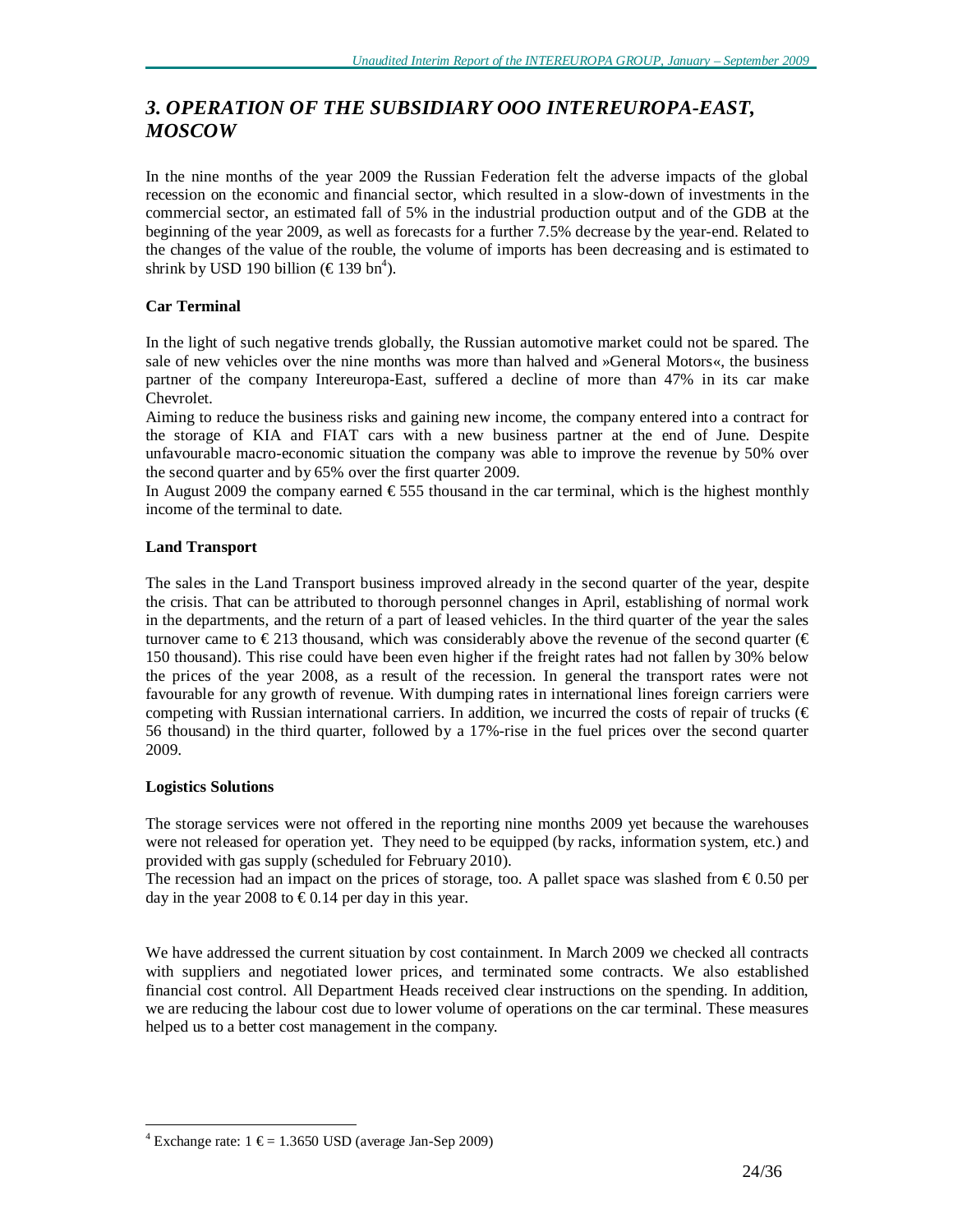# 3. OPERATION OF THE SUBSIDIARY OOO INTEREUROPA-EAST, MOSCOW

In the nine months of the year 2009 the Russian Federation felt the adverse impacts of the global recession on the economic and financial sector, which resulted in a slow-down of investments in the commercial sector, an estimated fall of 5% in the industrial production output and of the GDB at the beginning of the year 2009, as well as forecasts for a further 7.5% decrease by the year-end. Related to the changes of the value of the rouble, the volume of imports has been decreasing and is estimated to shrink by USD 190 billion (€ 139 bn[4]).

**Car Terminal**

In the light of such negative trends globally, the Russian automotive market could not be spared. The sale of new vehicles over the nine months was more than halved and »General Motors«, the business partner of the company Intereuropa-East, suffered a decline of more than 47% in its car make Chevrolet.

Aiming to reduce the business risks and gaining new income, the company entered into a contract for the storage of KIA and FIAT cars with a new business partner at the end of June. Despite unfavourable macro-economic situation the company was able to improve the revenue by 50% over the second quarter and by 65% over the first quarter 2009.

In August 2009 the company earned € 555 thousand in the car terminal, which is the highest monthly income of the terminal to date.

**Land Transport**

The sales in the Land Transport business improved already in the second quarter of the year, despite the crisis. That can be attributed to thorough personnel changes in April, establishing of normal work in the departments, and the return of a part of leased vehicles. In the third quarter of the year the sales turnover came to € 213 thousand, which was considerably above the revenue of the second quarter (€ 150 thousand). This rise could have been even higher if the freight rates had not fallen by 30% below the prices of the year 2008, as a result of the recession. In general the transport rates were not favourable for any growth of revenue. With dumping rates in international lines foreign carriers were competing with Russian international carriers. In addition, we incurred the costs of repair of trucks (€ 56 thousand) in the third quarter, followed by a 17%-rise in the fuel prices over the second quarter 2009.

**Logistics Solutions**

The storage services were not offered in the reporting nine months 2009 yet because the warehouses were not released for operation yet. They need to be equipped (by racks, information system, etc.) and provided with gas supply (scheduled for February 2010).

The recession had an impact on the prices of storage, too. A pallet space was slashed from € 0.50 per day in the year 2008 to € 0.14 per day in this year.

We have addressed the current situation by cost containment. In March 2009 we checked all contracts with suppliers and negotiated lower prices, and terminated some contracts. We also established financial cost control. All Department Heads received clear instructions on the spending. In addition, we are reducing the labour cost due to lower volume of operations on the car terminal. These measures helped us to a better cost management in the company.

[4] Exchange rate: 1 € = 1.3650 USD (average Jan-Sep 2009)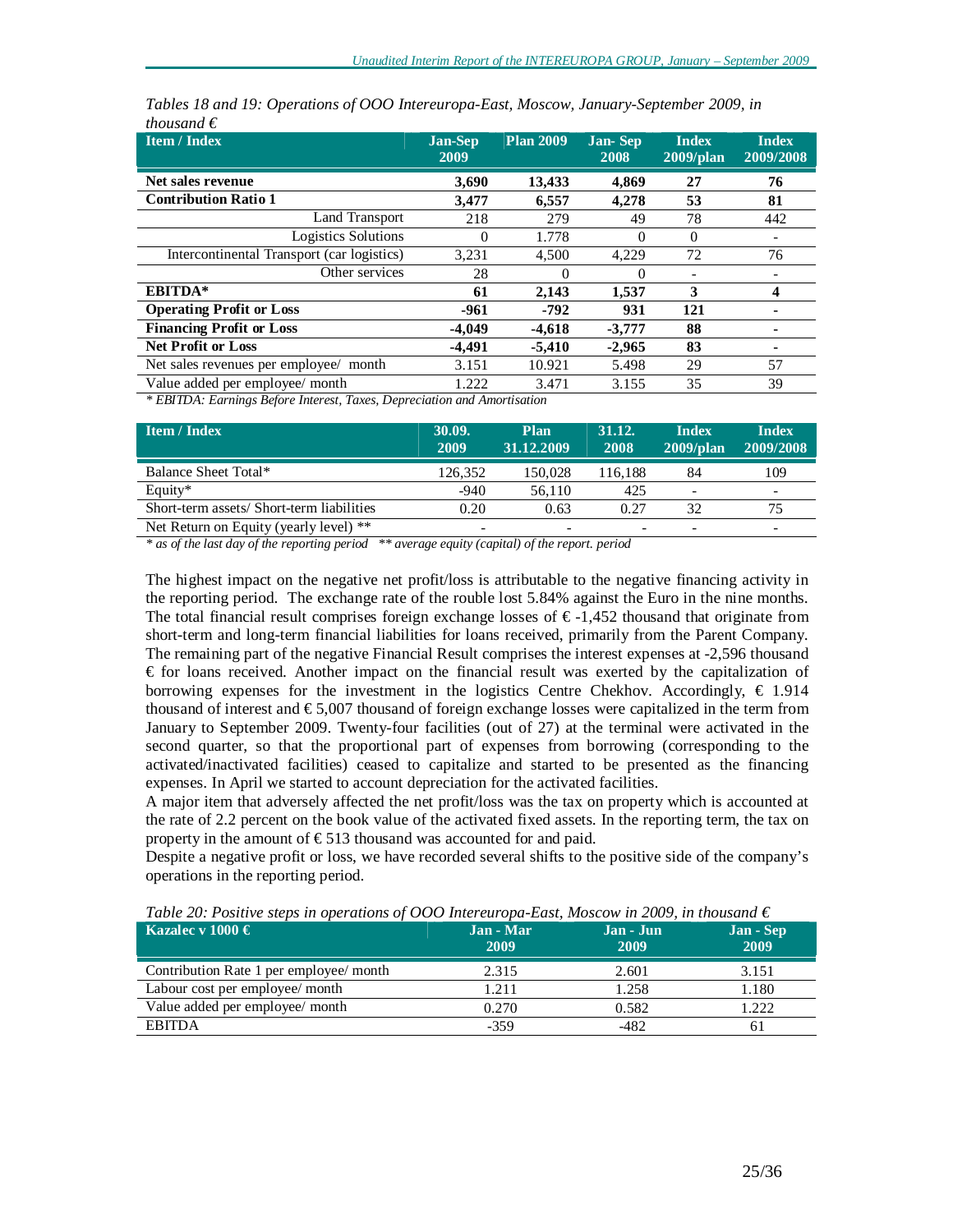*Tables 18 and 19: Operations of OOO Intereuropa-East, Moscow, January-September 2009, in thousand €*

| Item / Index | Jan-Sep 2009 | Plan 2009 | Jan- Sep 2008 | Index 2009/plan | Index 2009/2008 |
|---|---|---|---|---|---|
| **Net sales revenue** | **3,690** | **13,433** | **4,869** | **27** | **76** |
| **Contribution Ratio 1** | **3,477** | **6,557** | **4,278** | **53** | **81** |
| Land Transport | 218 | 279 | 49 | 78 | 442 |
| Logistics Solutions | 0 | 1.778 | 0 | 0 | - |
| Intercontinental Transport (car logistics) | 3,231 | 4,500 | 4,229 | 72 | 76 |
| Other services | 28 | 0 | 0 | - | - |
| **EBITDA*** | **61** | **2,143** | **1,537** | **3** | **4** |
| **Operating Profit or Loss** | **-961** | **-792** | **931** | **121** | **-** |
| **Financing Profit or Loss** | **-4,049** | **-4,618** | **-3,777** | **88** | **-** |
| **Net Profit or Loss** | **-4,491** | **-5,410** | **-2,965** | **83** | **-** |
| Net sales revenues per employee/ month | 3.151 | 10.921 | 5.498 | 29 | 57 |
| Value added per employee/ month | 1.222 | 3.471 | 3.155 | 35 | 39 |

*\* EBITDA: Earnings Before Interest, Taxes, Depreciation and Amortisation*

| Item / Index | 30.09. 2009 | Plan 31.12.2009 | 31.12. 2008 | Index 2009/plan | Index 2009/2008 |
|---|---|---|---|---|---|
| Balance Sheet Total* | 126,352 | 150,028 | 116,188 | 84 | 109 |
| Equity* | -940 | 56,110 | 425 | - | - |
| Short-term assets/ Short-term liabilities | 0.20 | 0.63 | 0.27 | 32 | 75 |
| Net Return on Equity (yearly level) ** | - | - | - | - | - |

*\* as of the last day of the reporting period  \*\* average equity (capital) of the report. period*

The highest impact on the negative net profit/loss is attributable to the negative financing activity in the reporting period. The exchange rate of the rouble lost 5.84% against the Euro in the nine months. The total financial result comprises foreign exchange losses of € -1,452 thousand that originate from short-term and long-term financial liabilities for loans received, primarily from the Parent Company. The remaining part of the negative Financial Result comprises the interest expenses at -2,596 thousand € for loans received. Another impact on the financial result was exerted by the capitalization of borrowing expenses for the investment in the logistics Centre Chekhov. Accordingly, € 1.914 thousand of interest and € 5,007 thousand of foreign exchange losses were capitalized in the term from January to September 2009. Twenty-four facilities (out of 27) at the terminal were activated in the second quarter, so that the proportional part of expenses from borrowing (corresponding to the activated/inactivated facilities) ceased to capitalize and started to be presented as the financing expenses. In April we started to account depreciation for the activated facilities.

A major item that adversely affected the net profit/loss was the tax on property which is accounted at the rate of 2.2 percent on the book value of the activated fixed assets. In the reporting term, the tax on property in the amount of € 513 thousand was accounted for and paid.

Despite a negative profit or loss, we have recorded several shifts to the positive side of the company's operations in the reporting period.

*Table 20: Positive steps in operations of OOO Intereuropa-East, Moscow in 2009, in thousand €*

| Kazalec v 1000 € | Jan - Mar 2009 | Jan - Jun 2009 | Jan - Sep 2009 |
|---|---|---|---|
| Contribution Rate 1 per employee/ month | 2.315 | 2.601 | 3.151 |
| Labour cost per employee/ month | 1.211 | 1.258 | 1.180 |
| Value added per employee/ month | 0.270 | 0.582 | 1.222 |
| EBITDA | -359 | -482 | 61 |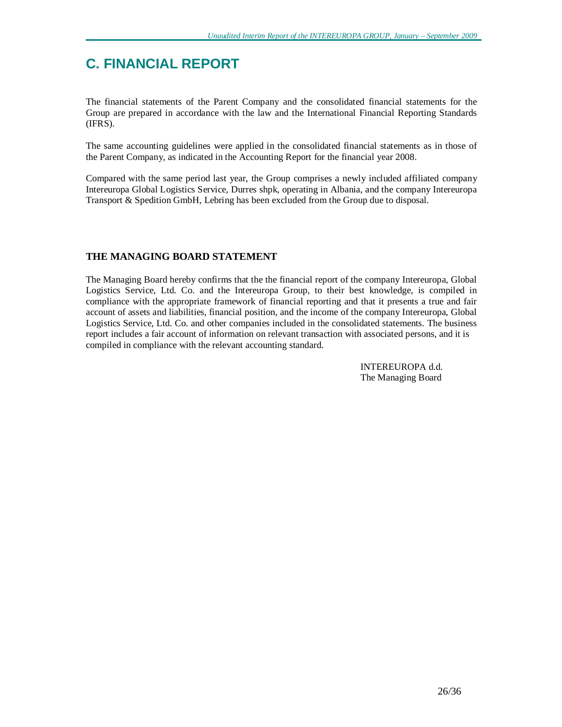# C. FINANCIAL REPORT

The financial statements of the Parent Company and the consolidated financial statements for the Group are prepared in accordance with the law and the International Financial Reporting Standards (IFRS).

The same accounting guidelines were applied in the consolidated financial statements as in those of the Parent Company, as indicated in the Accounting Report for the financial year 2008.

Compared with the same period last year, the Group comprises a newly included affiliated company Intereuropa Global Logistics Service, Durres shpk, operating in Albania, and the company Intereuropa Transport & Spedition GmbH, Lebring has been excluded from the Group due to disposal.

## THE MANAGING BOARD STATEMENT

The Managing Board hereby confirms that the the financial report of the company Intereuropa, Global Logistics Service, Ltd. Co. and the Intereuropa Group, to their best knowledge, is compiled in compliance with the appropriate framework of financial reporting and that it presents a true and fair account of assets and liabilities, financial position, and the income of the company Intereuropa, Global Logistics Service, Ltd. Co. and other companies included in the consolidated statements. The business report includes a fair account of information on relevant transaction with associated persons, and it is compiled in compliance with the relevant accounting standard.

INTEREUROPA d.d.
The Managing Board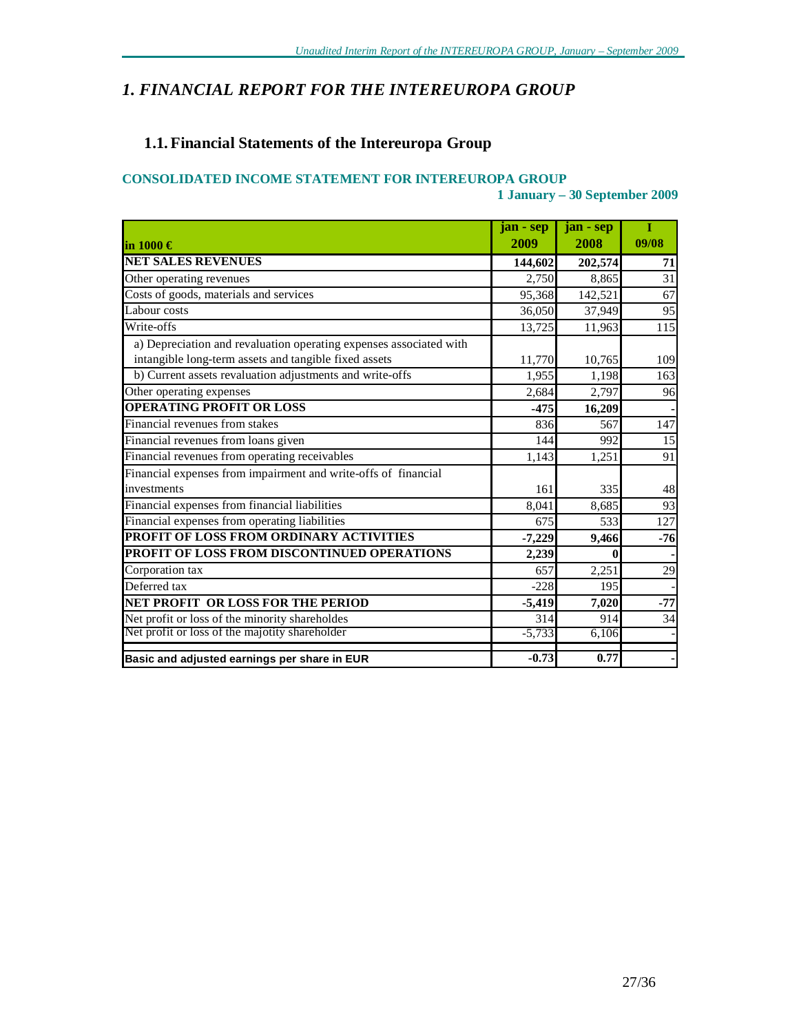# *1. FINANCIAL REPORT FOR THE INTEREUROPA GROUP*

## 1.1. Financial Statements of the Intereuropa Group

### CONSOLIDATED INCOME STATEMENT FOR INTEREUROPA GROUP

**1 January – 30 September 2009**

| in 1000 € | jan - sep 2009 | jan - sep 2008 | I 09/08 |
|---|---|---|---|
| **NET SALES REVENUES** | **144,602** | **202,574** | **71** |
| Other operating revenues | 2,750 | 8,865 | 31 |
| Costs of goods, materials and services | 95,368 | 142,521 | 67 |
| Labour costs | 36,050 | 37,949 | 95 |
| Write-offs | 13,725 | 11,963 | 115 |
| a) Depreciation and revaluation operating expenses associated with intangible long-term assets and tangible fixed assets | 11,770 | 10,765 | 109 |
| b) Current assets revaluation adjustments and write-offs | 1,955 | 1,198 | 163 |
| Other operating expenses | 2,684 | 2,797 | 96 |
| **OPERATING PROFIT OR LOSS** | **-475** | **16,209** | - |
| Financial revenues from stakes | 836 | 567 | 147 |
| Financial revenues from loans given | 144 | 992 | 15 |
| Financial revenues from operating receivables | 1,143 | 1,251 | 91 |
| Financial expenses from impairment and write-offs of financial investments | 161 | 335 | 48 |
| Financial expenses from financial liabilities | 8,041 | 8,685 | 93 |
| Financial expenses from operating liabilities | 675 | 533 | 127 |
| **PROFIT OF LOSS FROM ORDINARY ACTIVITIES** | **-7,229** | **9,466** | **-76** |
| **PROFIT OF LOSS FROM DISCONTINUED OPERATIONS** | **2,239** | **0** | - |
| Corporation tax | 657 | 2,251 | 29 |
| Deferred tax | -228 | 195 | - |
| **NET PROFIT OR LOSS FOR THE PERIOD** | **-5,419** | **7,020** | **-77** |
| Net profit or loss of the minority shareholdes | 314 | 914 | 34 |
| Net profit or loss of the majotity shareholder | -5,733 | 6,106 | - |
| **Basic and adjusted earnings per share in EUR** | **-0.73** | **0.77** | - |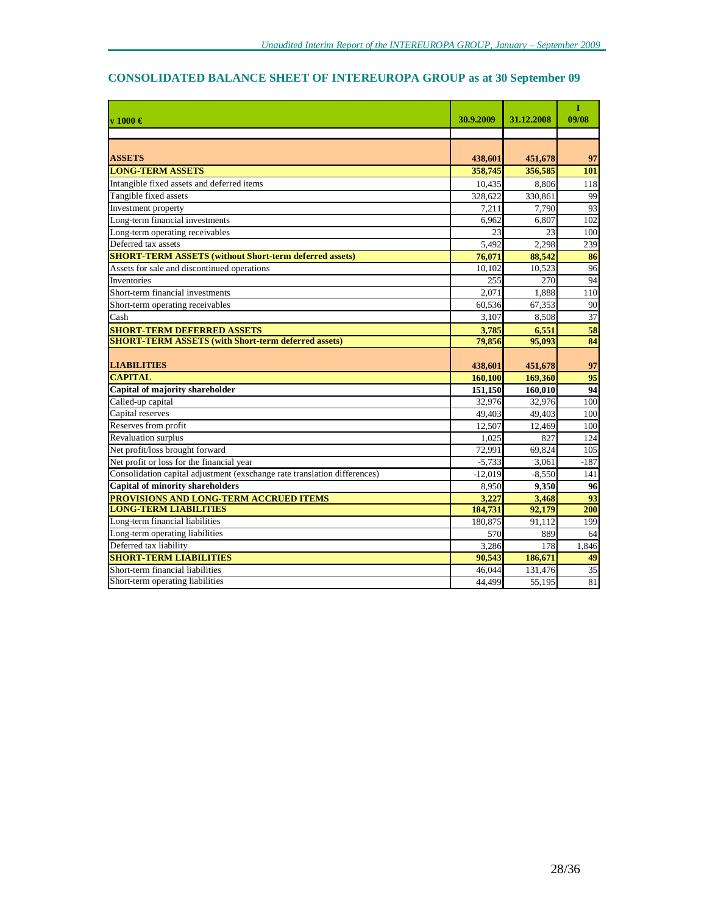## CONSOLIDATED BALANCE SHEET OF INTEREUROPA GROUP as at 30 September 09

| v 1000 € | 30.9.2009 | 31.12.2008 | I 09/08 |
|---|---|---|---|
| | | | |
| **ASSETS** | **438,601** | **451,678** | **97** |
| **LONG-TERM ASSETS** | **358,745** | **356,585** | **101** |
| Intangible fixed assets and deferred items | 10,435 | 8,806 | 118 |
| Tangible fixed assets | 328,622 | 330,861 | 99 |
| Investment property | 7,211 | 7,790 | 93 |
| Long-term financial investments | 6,962 | 6,807 | 102 |
| Long-term operating receivables | 23 | 23 | 100 |
| Deferred tax assets | 5,492 | 2,298 | 239 |
| **SHORT-TERM ASSETS (without Short-term deferred assets)** | **76,071** | **88,542** | **86** |
| Assets for sale and discontinued operations | 10,102 | 10,523 | 96 |
| Inventories | 255 | 270 | 94 |
| Short-term financial investments | 2,071 | 1,888 | 110 |
| Short-term operating receivables | 60,536 | 67,353 | 90 |
| Cash | 3,107 | 8,508 | 37 |
| **SHORT-TERM DEFERRED ASSETS** | **3,785** | **6,551** | **58** |
| **SHORT-TERM ASSETS (with Short-term deferred assets)** | **79,856** | **95,093** | **84** |
| **LIABILITIES** | **438,601** | **451,678** | **97** |
| **CAPITAL** | **160,100** | **169,360** | **95** |
| **Capital of majority shareholder** | **151,150** | **160,010** | **94** |
| Called-up capital | 32,976 | 32,976 | 100 |
| Capital reserves | 49,403 | 49,403 | 100 |
| Reserves from profit | 12,507 | 12,469 | 100 |
| Revaluation surplus | 1,025 | 827 | 124 |
| Net profit/loss brought forward | 72,991 | 69,824 | 105 |
| Net profit or loss for the financial year | -5,733 | 3,061 | -187 |
| Consolidation capital adjustment (exschange rate translation differences) | -12,019 | -8,550 | 141 |
| **Capital of minority shareholders** | 8,950 | **9,350** | **96** |
| **PROVISIONS AND LONG-TERM ACCRUED ITEMS** | **3,227** | **3,468** | **93** |
| **LONG-TERM LIABILITIES** | **184,731** | **92,179** | **200** |
| Long-term financial liabilities | 180,875 | 91,112 | 199 |
| Long-term operating liabilities | 570 | 889 | 64 |
| Deferred tax liability | 3,286 | 178 | 1,846 |
| **SHORT-TERM LIABILITIES** | **90,543** | **186,671** | **49** |
| Short-term financial liabilities | 46,044 | 131,476 | 35 |
| Short-term operating liabilities | 44,499 | 55,195 | 81 |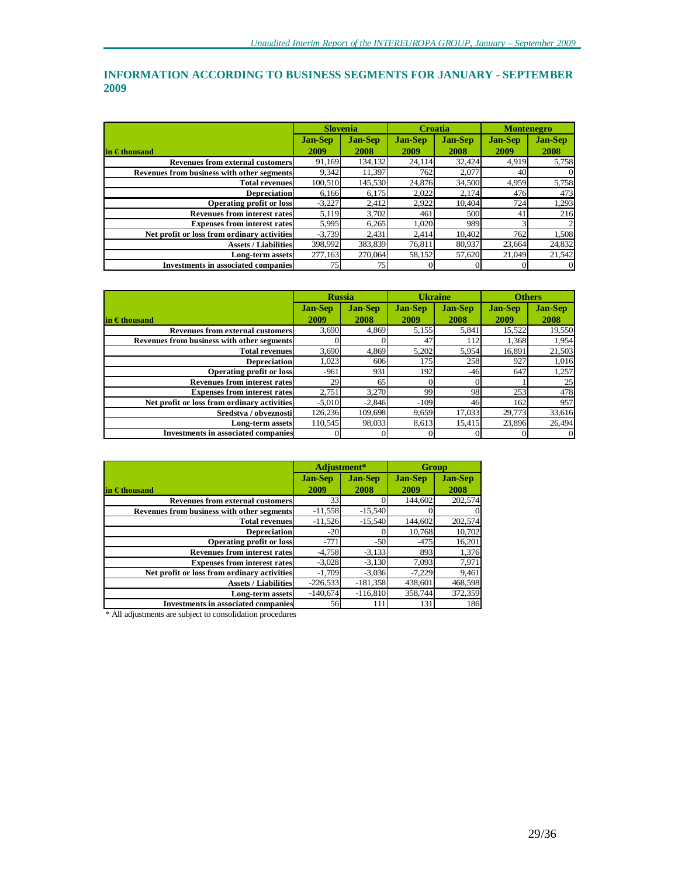## INFORMATION ACCORDING TO BUSINESS SEGMENTS FOR JANUARY - SEPTEMBER 2009

| in € thousand | Slovenia | | Croatia | | Montenegro | |
|---|---|---|---|---|---|---|
| | Jan-Sep 2009 | Jan-Sep 2008 | Jan-Sep 2009 | Jan-Sep 2008 | Jan-Sep 2009 | Jan-Sep 2008 |
| Revenues from external customers | 91,169 | 134,132 | 24,114 | 32,424 | 4,919 | 5,758 |
| Revenues from business with other segments | 9,342 | 11,397 | 762 | 2,077 | 40 | 0 |
| Total revenues | 100,510 | 145,530 | 24,876 | 34,500 | 4,959 | 5,758 |
| Depreciation | 6,166 | 6,175 | 2,022 | 2,174 | 476 | 473 |
| Operating profit or loss | -3,227 | 2,412 | 2,922 | 10,404 | 724 | 1,293 |
| Revenues from interest rates | 5,119 | 3,702 | 461 | 500 | 41 | 216 |
| Expenses from interest rates | 5,995 | 6,265 | 1,020 | 989 | 3 | 2 |
| Net profit or loss from ordinary activities | -3,739 | 2,431 | 2,414 | 10,402 | 762 | 1,508 |
| Assets / Liabilities | 398,992 | 383,839 | 76,811 | 80,937 | 23,664 | 24,832 |
| Long-term assets | 277,163 | 270,064 | 58,152 | 57,620 | 21,049 | 21,542 |
| Investments in associated companies | 75 | 75 | 0 | 0 | 0 | 0 |

| in € thousand | Russia | | Ukraine | | Others | |
|---|---|---|---|---|---|---|
| | Jan-Sep 2009 | Jan-Sep 2008 | Jan-Sep 2009 | Jan-Sep 2008 | Jan-Sep 2009 | Jan-Sep 2008 |
| Revenues from external customers | 3,690 | 4,869 | 5,155 | 5,841 | 15,522 | 19,550 |
| Revenues from business with other segments | 0 | 0 | 47 | 112 | 1,368 | 1,954 |
| Total revenues | 3,690 | 4,869 | 5,202 | 5,954 | 16,891 | 21,503 |
| Depreciation | 1,023 | 606 | 175 | 258 | 927 | 1,016 |
| Operating profit or loss | -961 | 931 | 192 | -46 | 647 | 1,257 |
| Revenues from interest rates | 29 | 65 | 0 | 0 | 1 | 25 |
| Expenses from interest rates | 2,751 | 3,270 | 99 | 98 | 253 | 478 |
| Net profit or loss from ordinary activities | -5,010 | -2,846 | -109 | 46 | 162 | 957 |
| Sredstva / obveznosti | 126,236 | 109,698 | 9,659 | 17,033 | 29,773 | 33,616 |
| Long-term assets | 110,545 | 98,033 | 8,613 | 15,415 | 23,896 | 26,494 |
| Investments in associated companies | 0 | 0 | 0 | 0 | 0 | 0 |

| in € thousand | Adjustment* | | Group | |
|---|---|---|---|---|
| | Jan-Sep 2009 | Jan-Sep 2008 | Jan-Sep 2009 | Jan-Sep 2008 |
| Revenues from external customers | 33 | 0 | 144,602 | 202,574 |
| Revenues from business with other segments | -11,558 | -15,540 | 0 | 0 |
| Total revenues | -11,526 | -15,540 | 144,602 | 202,574 |
| Depreciation | -20 | 0 | 10,768 | 10,702 |
| Operating profit or loss | -771 | -50 | -475 | 16,201 |
| Revenues from interest rates | -4,758 | -3,133 | 893 | 1,376 |
| Expenses from interest rates | -3,028 | -3,130 | 7,093 | 7,971 |
| Net profit or loss from ordinary activities | -1,709 | -3,036 | -7,229 | 9,461 |
| Assets / Liabilities | -226,533 | -181,358 | 438,601 | 468,598 |
| Long-term assets | -140,674 | -116,810 | 358,744 | 372,359 |
| Investments in associated companies | 56 | 111 | 131 | 186 |

* All adjustments are subject to consolidation procedures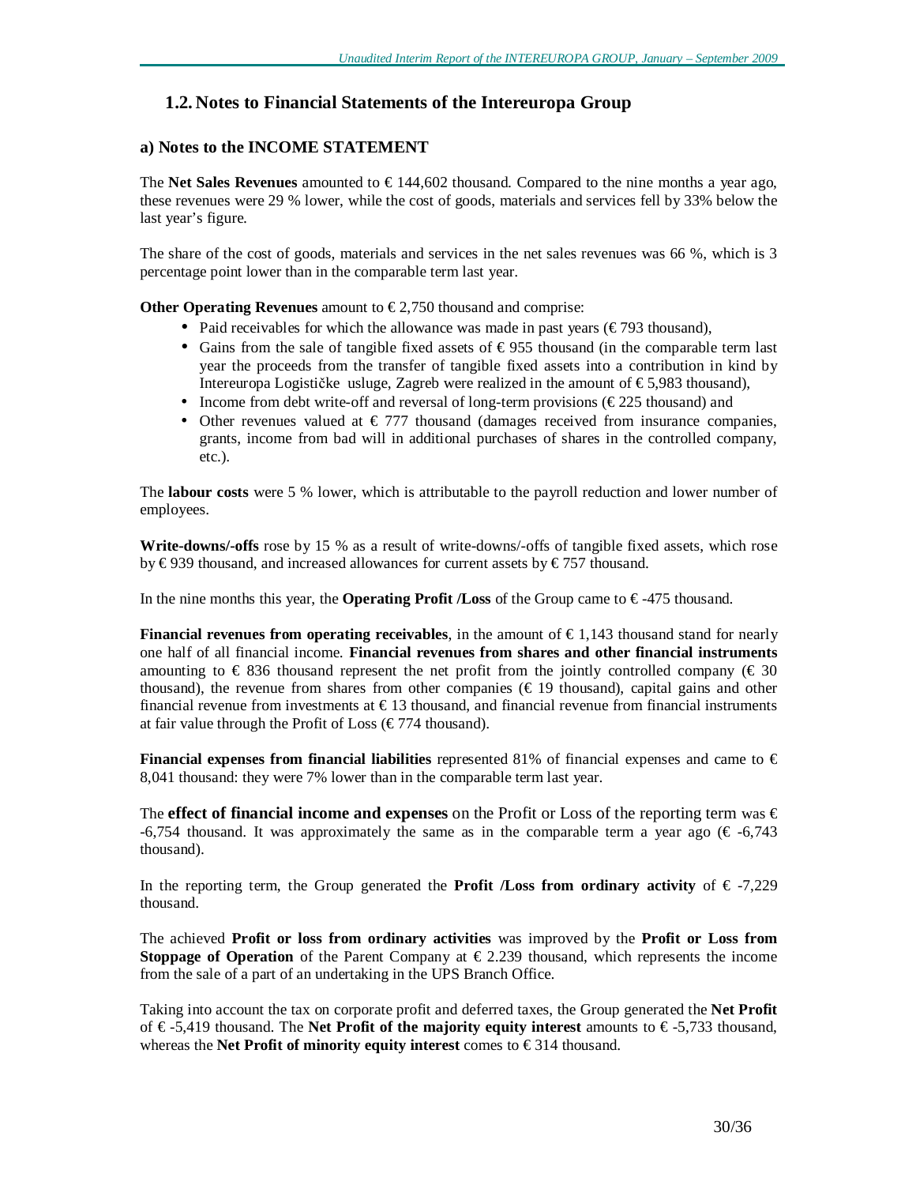## 1.2. Notes to Financial Statements of the Intereuropa Group

### a) Notes to the INCOME STATEMENT

The **Net Sales Revenues** amounted to € 144,602 thousand. Compared to the nine months a year ago, these revenues were 29 % lower, while the cost of goods, materials and services fell by 33% below the last year's figure.

The share of the cost of goods, materials and services in the net sales revenues was 66 %, which is 3 percentage point lower than in the comparable term last year.

**Other Operating Revenues** amount to € 2,750 thousand and comprise:

- Paid receivables for which the allowance was made in past years (€ 793 thousand),
- Gains from the sale of tangible fixed assets of € 955 thousand (in the comparable term last year the proceeds from the transfer of tangible fixed assets into a contribution in kind by Intereuropa Logističke usluge, Zagreb were realized in the amount of € 5,983 thousand),
- Income from debt write-off and reversal of long-term provisions (€ 225 thousand) and
- Other revenues valued at € 777 thousand (damages received from insurance companies, grants, income from bad will in additional purchases of shares in the controlled company, etc.).

The **labour costs** were 5 % lower, which is attributable to the payroll reduction and lower number of employees.

**Write-downs/-offs** rose by 15 % as a result of write-downs/-offs of tangible fixed assets, which rose by € 939 thousand, and increased allowances for current assets by € 757 thousand.

In the nine months this year, the **Operating Profit /Loss** of the Group came to € -475 thousand.

**Financial revenues from operating receivables**, in the amount of € 1,143 thousand stand for nearly one half of all financial income. **Financial revenues from shares and other financial instruments** amounting to € 836 thousand represent the net profit from the jointly controlled company (€ 30 thousand), the revenue from shares from other companies (€ 19 thousand), capital gains and other financial revenue from investments at € 13 thousand, and financial revenue from financial instruments at fair value through the Profit of Loss (€ 774 thousand).

**Financial expenses from financial liabilities** represented 81% of financial expenses and came to € 8,041 thousand: they were 7% lower than in the comparable term last year.

The **effect of financial income and expenses** on the Profit or Loss of the reporting term was € -6,754 thousand. It was approximately the same as in the comparable term a year ago (€ -6,743 thousand).

In the reporting term, the Group generated the **Profit /Loss from ordinary activity** of € -7,229 thousand.

The achieved **Profit or loss from ordinary activities** was improved by the **Profit or Loss from Stoppage of Operation** of the Parent Company at € 2.239 thousand, which represents the income from the sale of a part of an undertaking in the UPS Branch Office.

Taking into account the tax on corporate profit and deferred taxes, the Group generated the **Net Profit** of € -5,419 thousand. The **Net Profit of the majority equity interest** amounts to € -5,733 thousand, whereas the **Net Profit of minority equity interest** comes to € 314 thousand.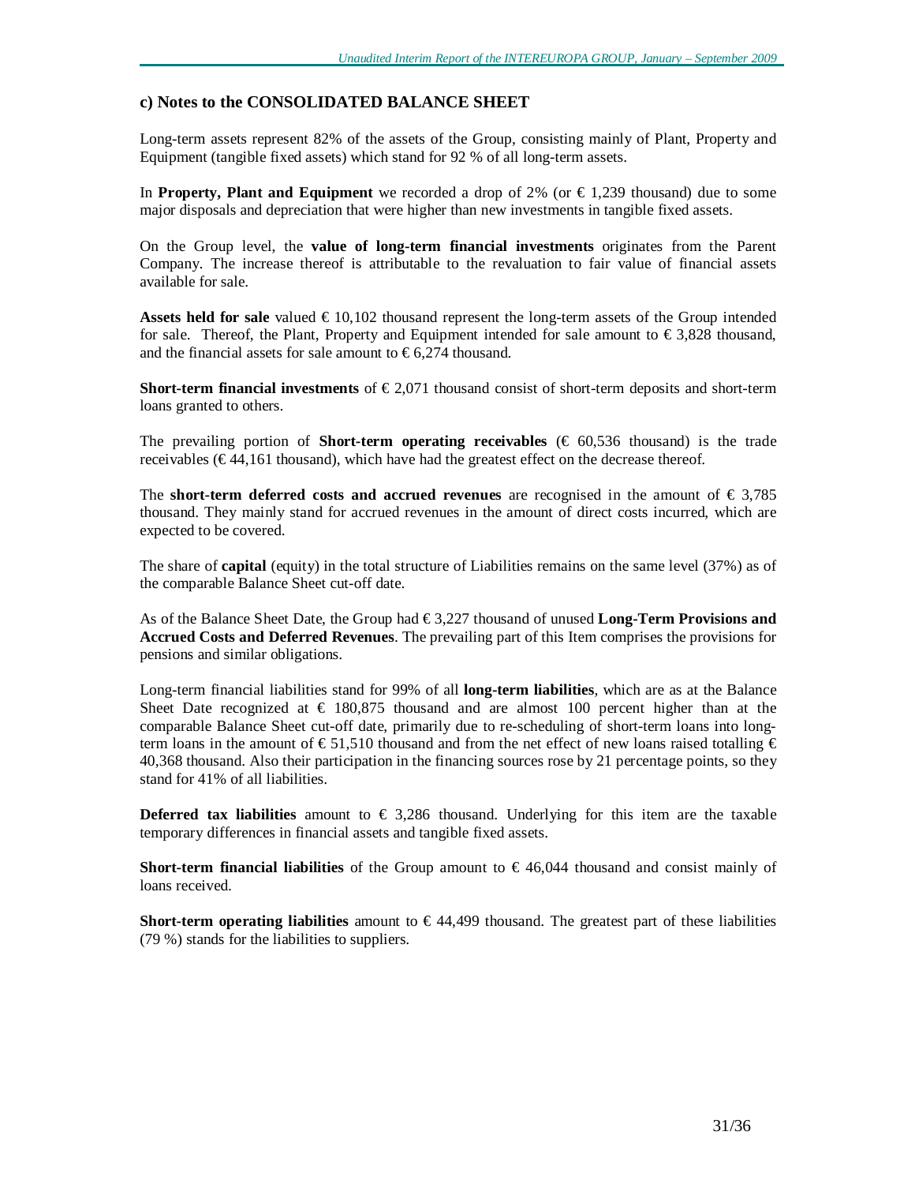## c) Notes to the CONSOLIDATED BALANCE SHEET

Long-term assets represent 82% of the assets of the Group, consisting mainly of Plant, Property and Equipment (tangible fixed assets) which stand for 92 % of all long-term assets.

In **Property, Plant and Equipment** we recorded a drop of 2% (or € 1,239 thousand) due to some major disposals and depreciation that were higher than new investments in tangible fixed assets.

On the Group level, the **value of long-term financial investments** originates from the Parent Company. The increase thereof is attributable to the revaluation to fair value of financial assets available for sale.

**Assets held for sale** valued € 10,102 thousand represent the long-term assets of the Group intended for sale. Thereof, the Plant, Property and Equipment intended for sale amount to € 3,828 thousand, and the financial assets for sale amount to € 6,274 thousand.

**Short-term financial investments** of € 2,071 thousand consist of short-term deposits and short-term loans granted to others.

The prevailing portion of **Short-term operating receivables** (€ 60,536 thousand) is the trade receivables (€ 44,161 thousand), which have had the greatest effect on the decrease thereof.

The **short-term deferred costs and accrued revenues** are recognised in the amount of € 3,785 thousand. They mainly stand for accrued revenues in the amount of direct costs incurred, which are expected to be covered.

The share of **capital** (equity) in the total structure of Liabilities remains on the same level (37%) as of the comparable Balance Sheet cut-off date.

As of the Balance Sheet Date, the Group had € 3,227 thousand of unused **Long-Term Provisions and Accrued Costs and Deferred Revenues**. The prevailing part of this Item comprises the provisions for pensions and similar obligations.

Long-term financial liabilities stand for 99% of all **long-term liabilities**, which are as at the Balance Sheet Date recognized at € 180,875 thousand and are almost 100 percent higher than at the comparable Balance Sheet cut-off date, primarily due to re-scheduling of short-term loans into long-term loans in the amount of € 51,510 thousand and from the net effect of new loans raised totalling € 40,368 thousand. Also their participation in the financing sources rose by 21 percentage points, so they stand for 41% of all liabilities.

**Deferred tax liabilities** amount to € 3,286 thousand. Underlying for this item are the taxable temporary differences in financial assets and tangible fixed assets.

**Short-term financial liabilities** of the Group amount to € 46,044 thousand and consist mainly of loans received.

**Short-term operating liabilities** amount to € 44,499 thousand. The greatest part of these liabilities (79 %) stands for the liabilities to suppliers.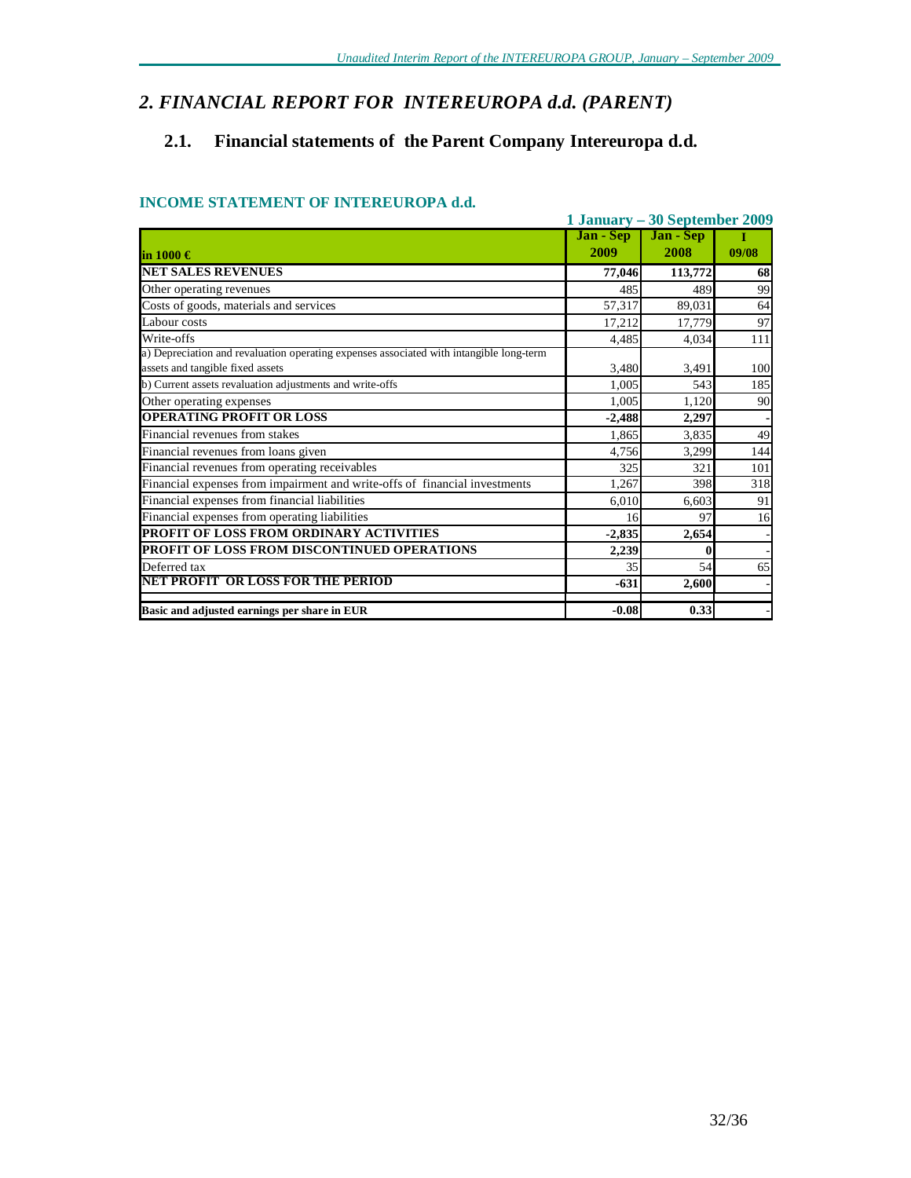# 2. FINANCIAL REPORT FOR INTEREUROPA d.d. (PARENT)

## 2.1. Financial statements of the Parent Company Intereuropa d.d.

### INCOME STATEMENT OF INTEREUROPA d.d.

1 January – 30 September 2009

| in 1000 € | Jan - Sep 2009 | Jan - Sep 2008 | I 09/08 |
|---|---|---|---|
| **NET SALES REVENUES** | **77,046** | **113,772** | **68** |
| Other operating revenues | 485 | 489 | 99 |
| Costs of goods, materials and services | 57,317 | 89,031 | 64 |
| Labour costs | 17,212 | 17,779 | 97 |
| Write-offs | 4,485 | 4,034 | 111 |
| a) Depreciation and revaluation operating expenses associated with intangible long-term assets and tangible fixed assets | 3,480 | 3,491 | 100 |
| b) Current assets revaluation adjustments and write-offs | 1,005 | 543 | 185 |
| Other operating expenses | 1,005 | 1,120 | 90 |
| **OPERATING PROFIT OR LOSS** | **-2,488** | **2,297** | - |
| Financial revenues from stakes | 1,865 | 3,835 | 49 |
| Financial revenues from loans given | 4,756 | 3,299 | 144 |
| Financial revenues from operating receivables | 325 | 321 | 101 |
| Financial expenses from impairment and write-offs of financial investments | 1,267 | 398 | 318 |
| Financial expenses from financial liabilities | 6,010 | 6,603 | 91 |
| Financial expenses from operating liabilities | 16 | 97 | 16 |
| **PROFIT OF LOSS FROM ORDINARY ACTIVITIES** | **-2,835** | **2,654** | - |
| **PROFIT OF LOSS FROM DISCONTINUED OPERATIONS** | **2,239** | **0** | - |
| Deferred tax | 35 | 54 | 65 |
| **NET PROFIT OR LOSS FOR THE PERIOD** | **-631** | **2,600** | - |
| **Basic and adjusted earnings per share in EUR** | **-0.08** | **0.33** | - |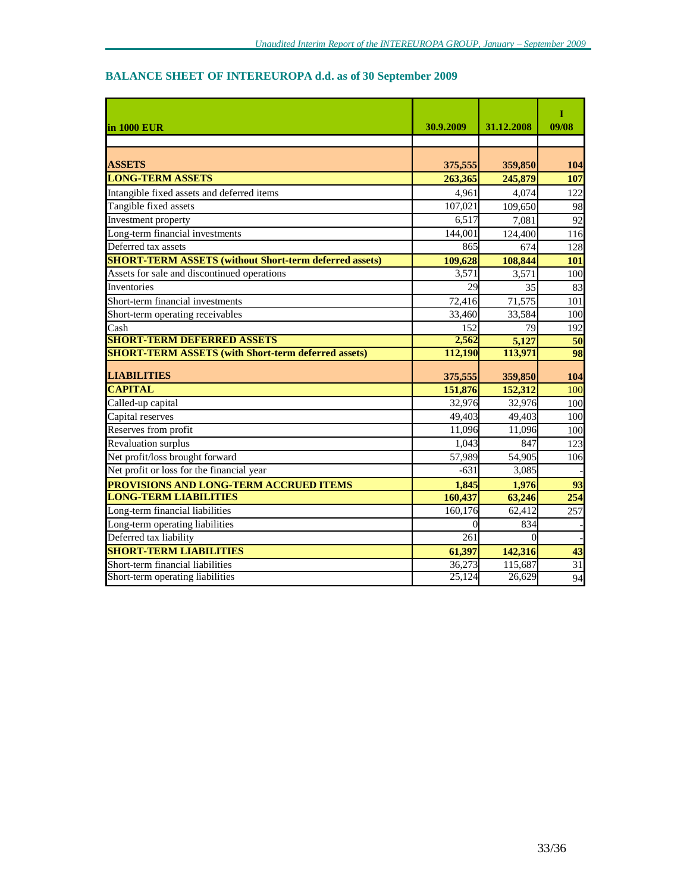## BALANCE SHEET OF INTEREUROPA d.d. as of 30 September 2009

| in 1000 EUR | 30.9.2009 | 31.12.2008 | I 09/08 |
|---|---|---|---|
| | | | |
| **ASSETS** | **375,555** | **359,850** | **104** |
| **LONG-TERM ASSETS** | **263,365** | **245,879** | **107** |
| Intangible fixed assets and deferred items | 4,961 | 4,074 | 122 |
| Tangible fixed assets | 107,021 | 109,650 | 98 |
| Investment property | 6,517 | 7,081 | 92 |
| Long-term financial investments | 144,001 | 124,400 | 116 |
| Deferred tax assets | 865 | 674 | 128 |
| **SHORT-TERM ASSETS (without Short-term deferred assets)** | **109,628** | **108,844** | **101** |
| Assets for sale and discontinued operations | 3,571 | 3,571 | 100 |
| Inventories | 29 | 35 | 83 |
| Short-term financial investments | 72,416 | 71,575 | 101 |
| Short-term operating receivables | 33,460 | 33,584 | 100 |
| Cash | 152 | 79 | 192 |
| **SHORT-TERM DEFERRED ASSETS** | **2,562** | **5,127** | **50** |
| **SHORT-TERM ASSETS (with Short-term deferred assets)** | **112,190** | **113,971** | **98** |
| **LIABILITIES** | **375,555** | **359,850** | **104** |
| **CAPITAL** | **151,876** | **152,312** | 100 |
| Called-up capital | 32,976 | 32,976 | 100 |
| Capital reserves | 49,403 | 49,403 | 100 |
| Reserves from profit | 11,096 | 11,096 | 100 |
| Revaluation surplus | 1,043 | 847 | 123 |
| Net profit/loss brought forward | 57,989 | 54,905 | 106 |
| Net profit or loss for the financial year | -631 | 3,085 | - |
| **PROVISIONS AND LONG-TERM ACCRUED ITEMS** | **1,845** | **1,976** | **93** |
| **LONG-TERM LIABILITIES** | **160,437** | **63,246** | **254** |
| Long-term financial liabilities | 160,176 | 62,412 | 257 |
| Long-term operating liabilities | 0 | 834 | - |
| Deferred tax liability | 261 | 0 | - |
| **SHORT-TERM LIABILITIES** | **61,397** | **142,316** | **43** |
| Short-term financial liabilities | 36,273 | 115,687 | 31 |
| Short-term operating liabilities | 25,124 | 26,629 | 94 |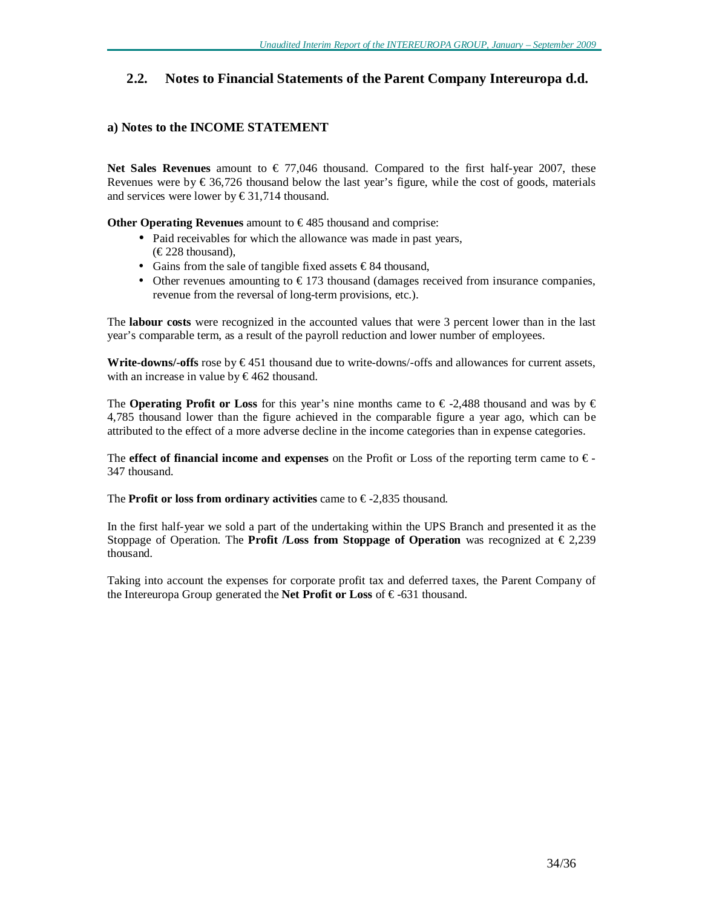## 2.2. Notes to Financial Statements of the Parent Company Intereuropa d.d.

### a) Notes to the INCOME STATEMENT

**Net Sales Revenues** amount to € 77,046 thousand. Compared to the first half-year 2007, these Revenues were by € 36,726 thousand below the last year's figure, while the cost of goods, materials and services were lower by € 31,714 thousand.

**Other Operating Revenues** amount to € 485 thousand and comprise:

- Paid receivables for which the allowance was made in past years, (€ 228 thousand),
- Gains from the sale of tangible fixed assets € 84 thousand,
- Other revenues amounting to € 173 thousand (damages received from insurance companies, revenue from the reversal of long-term provisions, etc.).

The **labour costs** were recognized in the accounted values that were 3 percent lower than in the last year's comparable term, as a result of the payroll reduction and lower number of employees.

**Write-downs/-offs** rose by € 451 thousand due to write-downs/-offs and allowances for current assets, with an increase in value by € 462 thousand.

The **Operating Profit or Loss** for this year's nine months came to € -2,488 thousand and was by € 4,785 thousand lower than the figure achieved in the comparable figure a year ago, which can be attributed to the effect of a more adverse decline in the income categories than in expense categories.

The **effect of financial income and expenses** on the Profit or Loss of the reporting term came to € -347 thousand.

The **Profit or loss from ordinary activities** came to € -2,835 thousand.

In the first half-year we sold a part of the undertaking within the UPS Branch and presented it as the Stoppage of Operation. The **Profit /Loss from Stoppage of Operation** was recognized at € 2,239 thousand.

Taking into account the expenses for corporate profit tax and deferred taxes, the Parent Company of the Intereuropa Group generated the **Net Profit or Loss** of € -631 thousand.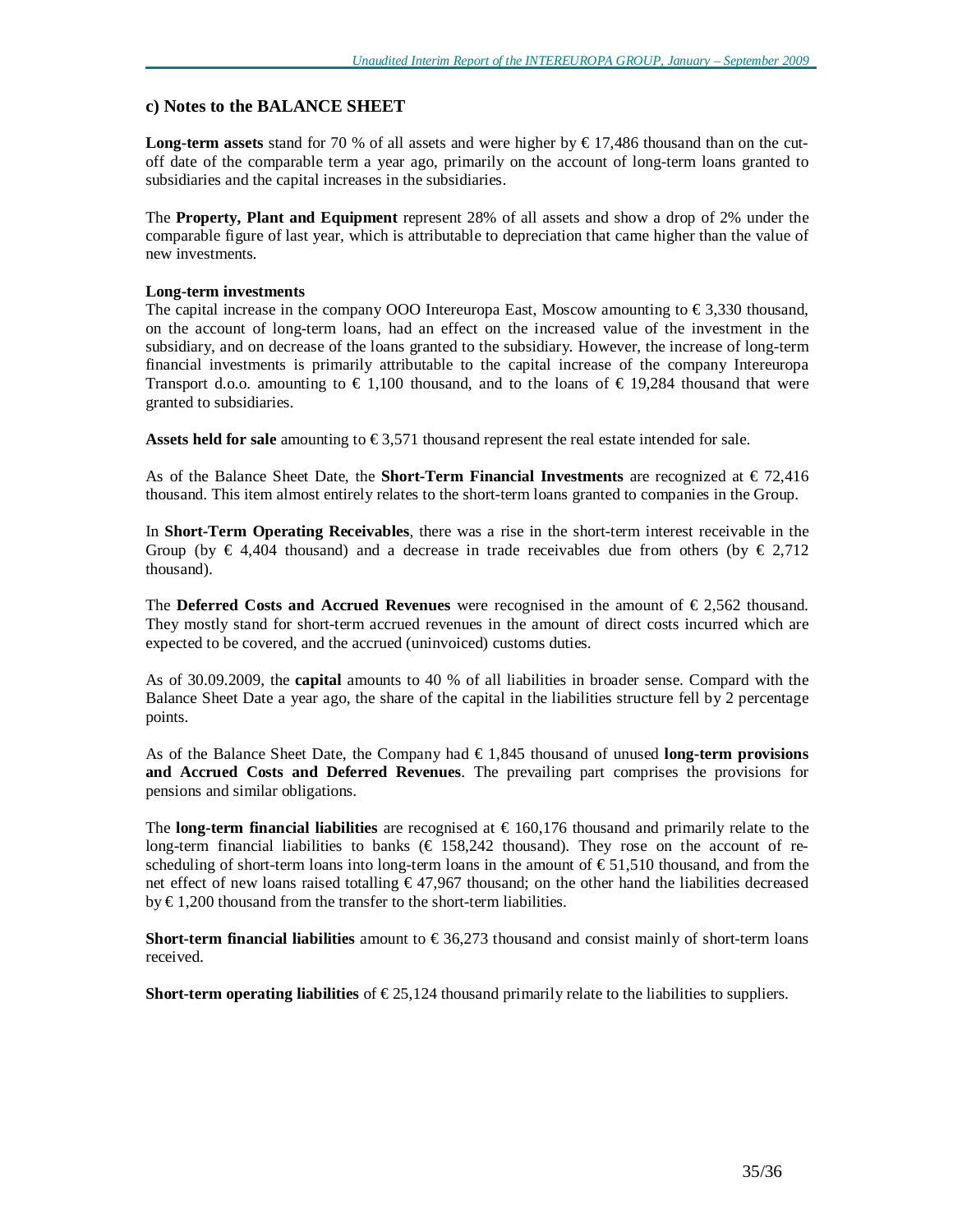## c) Notes to the BALANCE SHEET

**Long-term assets** stand for 70 % of all assets and were higher by € 17,486 thousand than on the cut-off date of the comparable term a year ago, primarily on the account of long-term loans granted to subsidiaries and the capital increases in the subsidiaries.

The **Property, Plant and Equipment** represent 28% of all assets and show a drop of 2% under the comparable figure of last year, which is attributable to depreciation that came higher than the value of new investments.

**Long-term investments**
The capital increase in the company OOO Intereuropa East, Moscow amounting to € 3,330 thousand, on the account of long-term loans, had an effect on the increased value of the investment in the subsidiary, and on decrease of the loans granted to the subsidiary. However, the increase of long-term financial investments is primarily attributable to the capital increase of the company Intereuropa Transport d.o.o. amounting to € 1,100 thousand, and to the loans of € 19,284 thousand that were granted to subsidiaries.

**Assets held for sale** amounting to € 3,571 thousand represent the real estate intended for sale.

As of the Balance Sheet Date, the **Short-Term Financial Investments** are recognized at € 72,416 thousand. This item almost entirely relates to the short-term loans granted to companies in the Group.

In **Short-Term Operating Receivables**, there was a rise in the short-term interest receivable in the Group (by € 4,404 thousand) and a decrease in trade receivables due from others (by € 2,712 thousand).

The **Deferred Costs and Accrued Revenues** were recognised in the amount of € 2,562 thousand. They mostly stand for short-term accrued revenues in the amount of direct costs incurred which are expected to be covered, and the accrued (uninvoiced) customs duties.

As of 30.09.2009, the **capital** amounts to 40 % of all liabilities in broader sense. Compard with the Balance Sheet Date a year ago, the share of the capital in the liabilities structure fell by 2 percentage points.

As of the Balance Sheet Date, the Company had € 1,845 thousand of unused **long-term provisions and Accrued Costs and Deferred Revenues**. The prevailing part comprises the provisions for pensions and similar obligations.

The **long-term financial liabilities** are recognised at € 160,176 thousand and primarily relate to the long-term financial liabilities to banks (€ 158,242 thousand). They rose on the account of re-scheduling of short-term loans into long-term loans in the amount of € 51,510 thousand, and from the net effect of new loans raised totalling € 47,967 thousand; on the other hand the liabilities decreased by € 1,200 thousand from the transfer to the short-term liabilities.

**Short-term financial liabilities** amount to € 36,273 thousand and consist mainly of short-term loans received.

**Short-term operating liabilities** of € 25,124 thousand primarily relate to the liabilities to suppliers.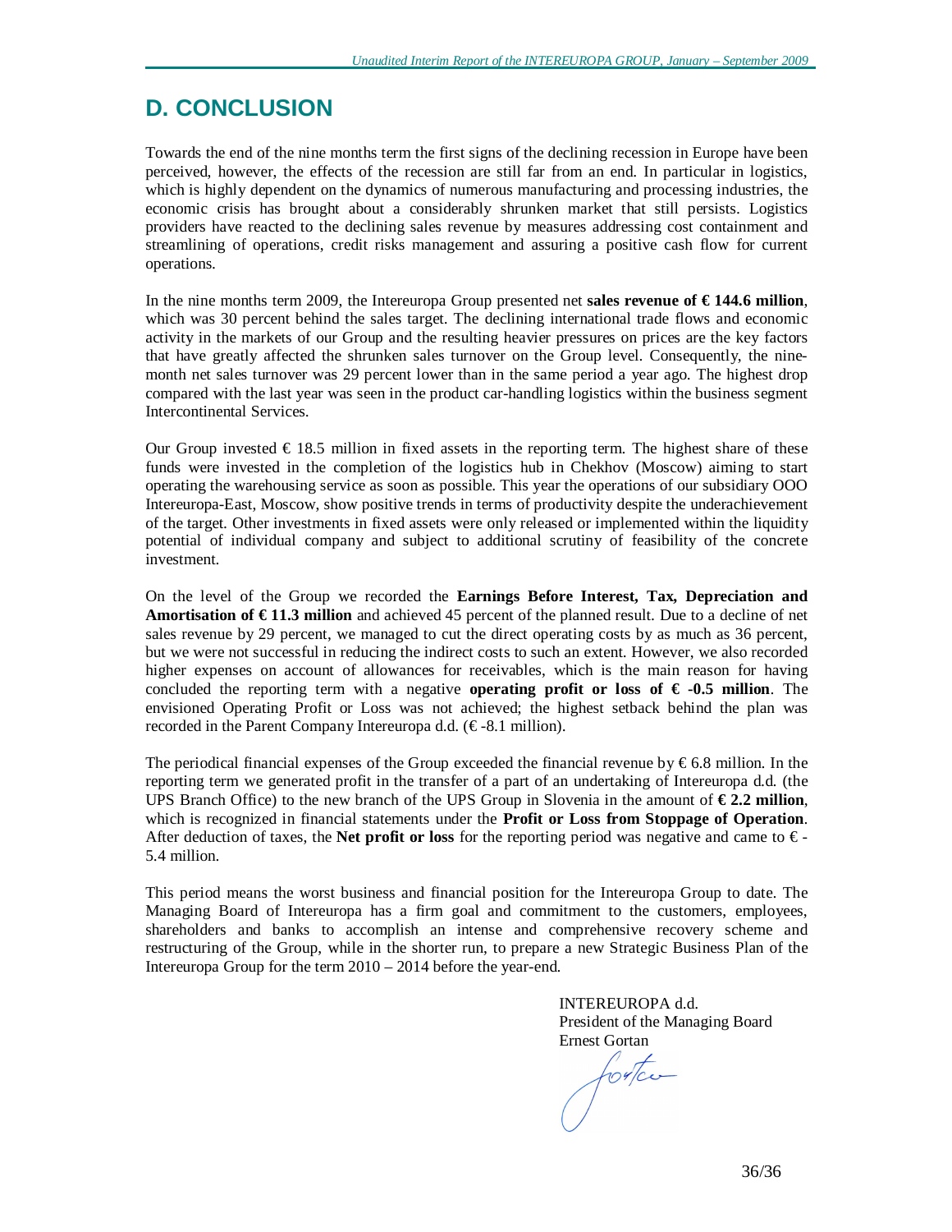# D. CONCLUSION

Towards the end of the nine months term the first signs of the declining recession in Europe have been perceived, however, the effects of the recession are still far from an end. In particular in logistics, which is highly dependent on the dynamics of numerous manufacturing and processing industries, the economic crisis has brought about a considerably shrunken market that still persists. Logistics providers have reacted to the declining sales revenue by measures addressing cost containment and streamlining of operations, credit risks management and assuring a positive cash flow for current operations.

In the nine months term 2009, the Intereuropa Group presented net **sales revenue of € 144.6 million**, which was 30 percent behind the sales target. The declining international trade flows and economic activity in the markets of our Group and the resulting heavier pressures on prices are the key factors that have greatly affected the shrunken sales turnover on the Group level. Consequently, the nine-month net sales turnover was 29 percent lower than in the same period a year ago. The highest drop compared with the last year was seen in the product car-handling logistics within the business segment Intercontinental Services.

Our Group invested € 18.5 million in fixed assets in the reporting term. The highest share of these funds were invested in the completion of the logistics hub in Chekhov (Moscow) aiming to start operating the warehousing service as soon as possible. This year the operations of our subsidiary OOO Intereuropa-East, Moscow, show positive trends in terms of productivity despite the underachievement of the target. Other investments in fixed assets were only released or implemented within the liquidity potential of individual company and subject to additional scrutiny of feasibility of the concrete investment.

On the level of the Group we recorded the **Earnings Before Interest, Tax, Depreciation and Amortisation of € 11.3 million** and achieved 45 percent of the planned result. Due to a decline of net sales revenue by 29 percent, we managed to cut the direct operating costs by as much as 36 percent, but we were not successful in reducing the indirect costs to such an extent. However, we also recorded higher expenses on account of allowances for receivables, which is the main reason for having concluded the reporting term with a negative **operating profit or loss of € -0.5 million**. The envisioned Operating Profit or Loss was not achieved; the highest setback behind the plan was recorded in the Parent Company Intereuropa d.d. (€ -8.1 million).

The periodical financial expenses of the Group exceeded the financial revenue by € 6.8 million. In the reporting term we generated profit in the transfer of a part of an undertaking of Intereuropa d.d. (the UPS Branch Office) to the new branch of the UPS Group in Slovenia in the amount of **€ 2.2 million**, which is recognized in financial statements under the **Profit or Loss from Stoppage of Operation**. After deduction of taxes, the **Net profit or loss** for the reporting period was negative and came to € -5.4 million.

This period means the worst business and financial position for the Intereuropa Group to date. The Managing Board of Intereuropa has a firm goal and commitment to the customers, employees, shareholders and banks to accomplish an intense and comprehensive recovery scheme and restructuring of the Group, while in the shorter run, to prepare a new Strategic Business Plan of the Intereuropa Group for the term 2010 – 2014 before the year-end.

INTEREUROPA d.d.  
President of the Managing Board  
Ernest Gortan